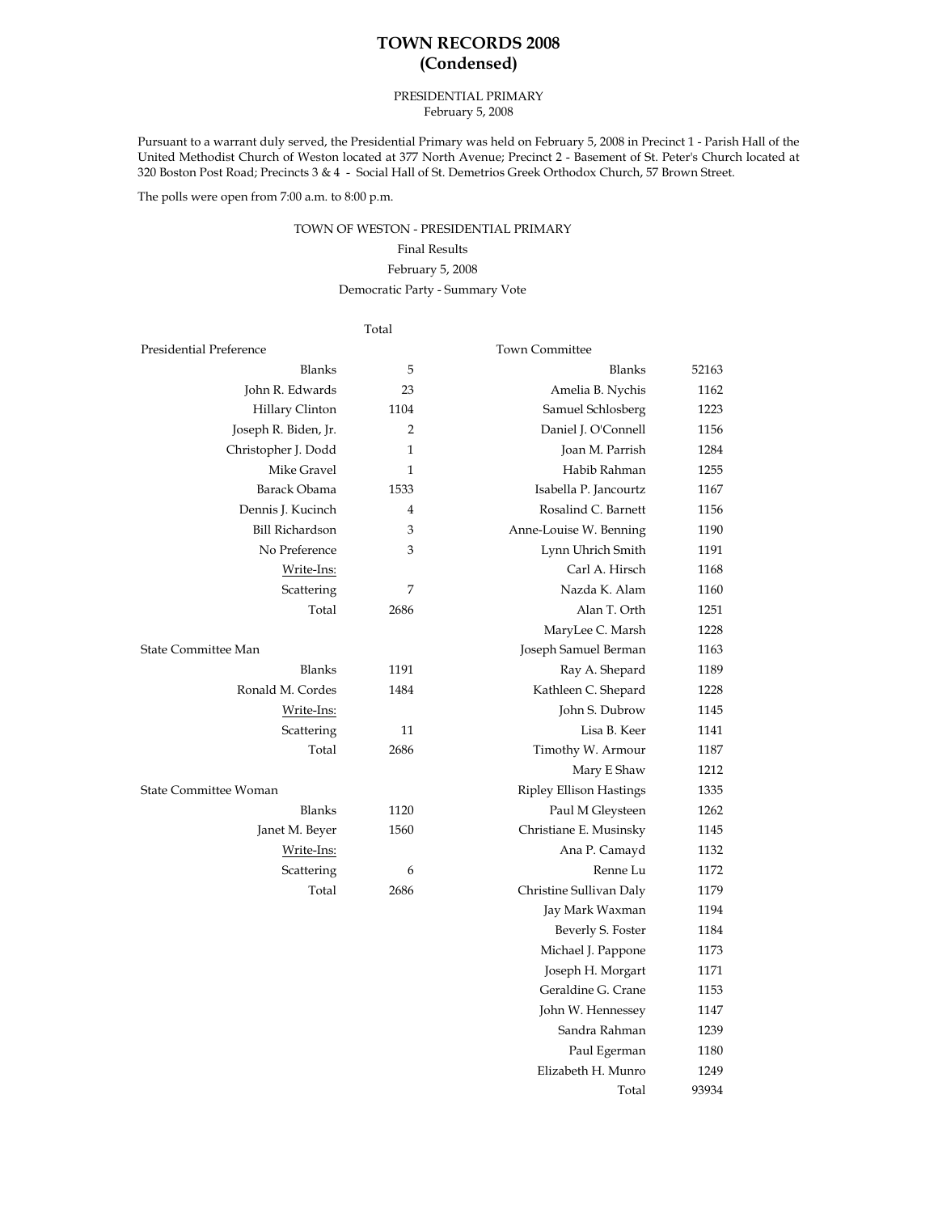# TOWN RECORDS 2008
## (Condensed)

PRESIDENTIAL PRIMARY
February 5, 2008

Pursuant to a warrant duly served, the Presidential Primary was held on February 5, 2008 in Precinct 1 - Parish Hall of the United Methodist Church of Weston located at 377 North Avenue; Precinct 2 - Basement of St. Peter's Church located at 320 Boston Post Road; Precincts 3 & 4 - Social Hall of St. Demetrios Greek Orthodox Church, 57 Brown Street.

The polls were open from 7:00 a.m. to 8:00 p.m.

TOWN OF WESTON - PRESIDENTIAL PRIMARY
Final Results
February 5, 2008
Democratic Party - Summary Vote

| Presidential Preference | Total |
|---|---|
| Blanks | 5 |
| John R. Edwards | 23 |
| Hillary Clinton | 1104 |
| Joseph R. Biden, Jr. | 2 |
| Christopher J. Dodd | 1 |
| Mike Gravel | 1 |
| Barack Obama | 1533 |
| Dennis J. Kucinch | 4 |
| Bill Richardson | 3 |
| No Preference | 3 |
| Write-Ins: | |
| Scattering | 7 |
| Total | 2686 |

| State Committee Man | Total |
|---|---|
| Blanks | 1191 |
| Ronald M. Cordes | 1484 |
| Write-Ins: | |
| Scattering | 11 |
| Total | 2686 |

| State Committee Woman | Total |
|---|---|
| Blanks | 1120 |
| Janet M. Beyer | 1560 |
| Write-Ins: | |
| Scattering | 6 |
| Total | 2686 |

| Town Committee | Total |
|---|---|
| Blanks | 52163 |
| Amelia B. Nychis | 1162 |
| Samuel Schlosberg | 1223 |
| Daniel J. O'Connell | 1156 |
| Joan M. Parrish | 1284 |
| Habib Rahman | 1255 |
| Isabella P. Jancourtz | 1167 |
| Rosalind C. Barnett | 1156 |
| Anne-Louise W. Benning | 1190 |
| Lynn Uhrich Smith | 1191 |
| Carl A. Hirsch | 1168 |
| Nazda K. Alam | 1160 |
| Alan T. Orth | 1251 |
| MaryLee C. Marsh | 1228 |
| Joseph Samuel Berman | 1163 |
| Ray A. Shepard | 1189 |
| Kathleen C. Shepard | 1228 |
| John S. Dubrow | 1145 |
| Lisa B. Keer | 1141 |
| Timothy W. Armour | 1187 |
| Mary E Shaw | 1212 |
| Ripley Ellison Hastings | 1335 |
| Paul M Gleysteen | 1262 |
| Christiane E. Musinsky | 1145 |
| Ana P. Camayd | 1132 |
| Renne Lu | 1172 |
| Christine Sullivan Daly | 1179 |
| Jay Mark Waxman | 1194 |
| Beverly S. Foster | 1184 |
| Michael J. Pappone | 1173 |
| Joseph H. Morgart | 1171 |
| Geraldine G. Crane | 1153 |
| John W. Hennessey | 1147 |
| Sandra Rahman | 1239 |
| Paul Egerman | 1180 |
| Elizabeth H. Munro | 1249 |
| Total | 93934 |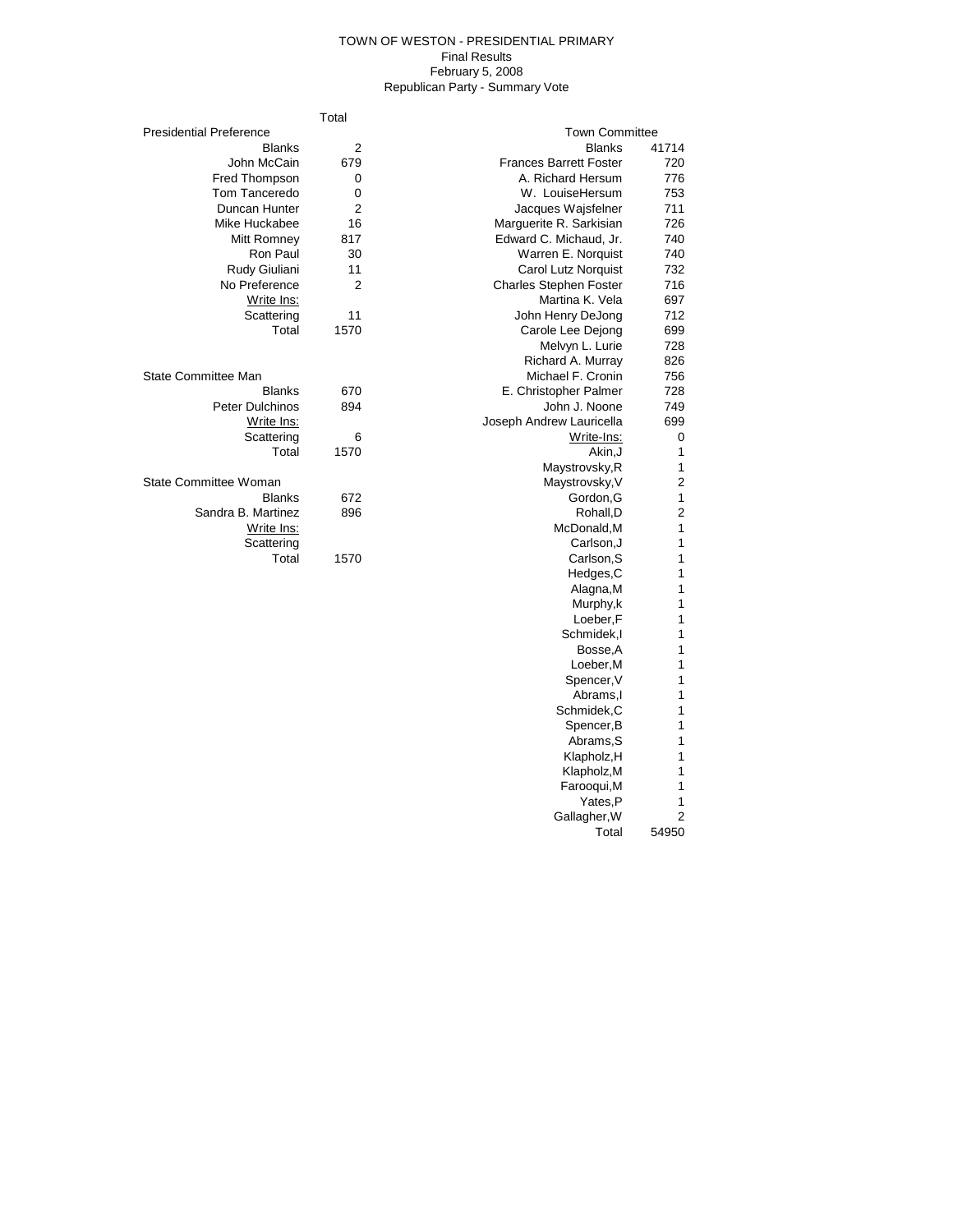# TOWN OF WESTON - PRESIDENTIAL PRIMARY
Final Results
February 5, 2008
Republican Party - Summary Vote

| Presidential Preference | Total |
|---|---|
| Blanks | 2 |
| John McCain | 679 |
| Fred Thompson | 0 |
| Tom Tanceredo | 0 |
| Duncan Hunter | 2 |
| Mike Huckabee | 16 |
| Mitt Romney | 817 |
| Ron Paul | 30 |
| Rudy Giuliani | 11 |
| No Preference | 2 |
| Write Ins: | |
| Scattering | 11 |
| Total | 1570 |

| State Committee Man | Total |
|---|---|
| Blanks | 670 |
| Peter Dulchinos | 894 |
| Write Ins: | |
| Scattering | 6 |
| Total | 1570 |

| State Committee Woman | Total |
|---|---|
| Blanks | 672 |
| Sandra B. Martinez | 896 |
| Write Ins: | |
| Scattering | |
| Total | 1570 |

| Town Committee | Total |
|---|---|
| Blanks | 41714 |
| Frances Barrett Foster | 720 |
| A. Richard Hersum | 776 |
| W. LouiseHersum | 753 |
| Jacques Wajsfelner | 711 |
| Marguerite R. Sarkisian | 726 |
| Edward C. Michaud, Jr. | 740 |
| Warren E. Norquist | 740 |
| Carol Lutz Norquist | 732 |
| Charles Stephen Foster | 716 |
| Martina K. Vela | 697 |
| John Henry DeJong | 712 |
| Carole Lee Dejong | 699 |
| Melvyn L. Lurie | 728 |
| Richard A. Murray | 826 |
| Michael F. Cronin | 756 |
| E. Christopher Palmer | 728 |
| John J. Noone | 749 |
| Joseph Andrew Lauricella | 699 |
| Write-Ins: | 0 |
| Akin,J | 1 |
| Maystrovsky,R | 1 |
| Maystrovsky,V | 2 |
| Gordon,G | 1 |
| Rohall,D | 2 |
| McDonald,M | 1 |
| Carlson,J | 1 |
| Carlson,S | 1 |
| Hedges,C | 1 |
| Alagna,M | 1 |
| Murphy,k | 1 |
| Loeber,F | 1 |
| Schmidek,I | 1 |
| Bosse,A | 1 |
| Loeber,M | 1 |
| Spencer,V | 1 |
| Abrams,I | 1 |
| Schmidek,C | 1 |
| Spencer,B | 1 |
| Abrams,S | 1 |
| Klapholz,H | 1 |
| Klapholz,M | 1 |
| Farooqui,M | 1 |
| Yates,P | 1 |
| Gallagher,W | 2 |
| Total | 54950 |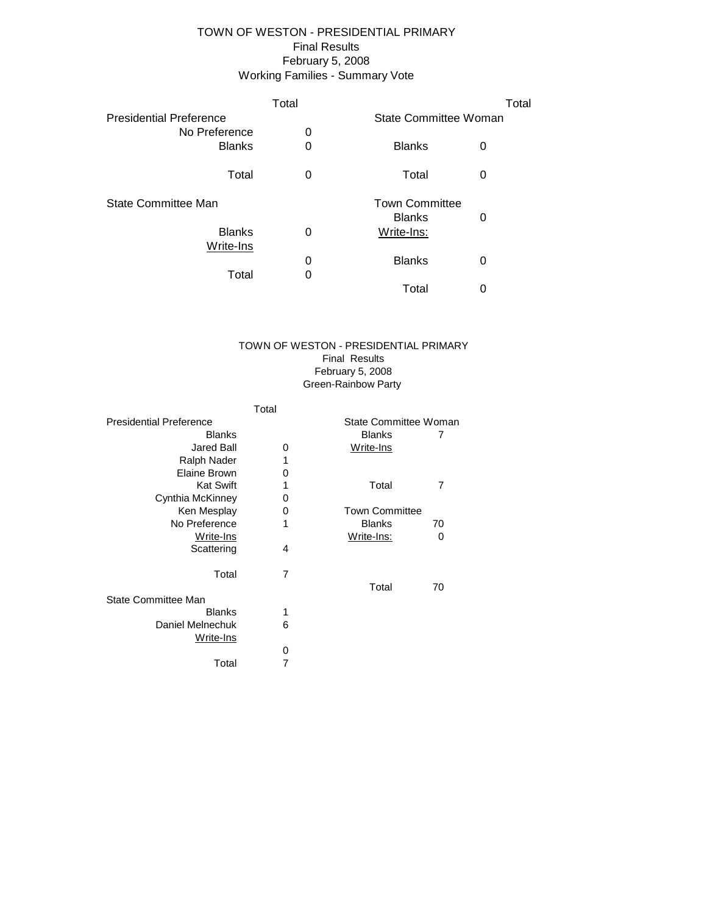# TOWN OF WESTON - PRESIDENTIAL PRIMARY
Final Results
February 5, 2008
Working Families - Summary Vote

| | Total |
|---|---|
| **Presidential Preference** | |
| No Preference | 0 |
| Blanks | 0 |
| Total | 0 |
| **State Committee Man** | |
| Blanks | 0 |
| Write-Ins | |
| | 0 |
| Total | 0 |

| | Total |
|---|---|
| **State Committee Woman** | |
| Blanks | 0 |
| Total | 0 |
| **Town Committee** | |
| Blanks | 0 |
| Write-Ins: | |
| Blanks | 0 |
| Total | 0 |

# TOWN OF WESTON - PRESIDENTIAL PRIMARY
Final Results
February 5, 2008
Green-Rainbow Party

| | Total |
|---|---|
| **Presidential Preference** | |
| Blanks | |
| Jared Ball | 0 |
| Ralph Nader | 1 |
| Elaine Brown | 0 |
| Kat Swift | 1 |
| Cynthia McKinney | 0 |
| Ken Mesplay | 0 |
| No Preference | 1 |
| Write-Ins | |
| Scattering | 4 |
| Total | 7 |
| **State Committee Man** | |
| Blanks | 1 |
| Daniel Melnechuk | 6 |
| Write-Ins | |
| | 0 |
| Total | 7 |

| | Total |
|---|---|
| **State Committee Woman** | |
| Blanks | 7 |
| Write-Ins | |
| Total | 7 |
| **Town Committee** | |
| Blanks | 70 |
| Write-Ins: | 0 |
| Total | 70 |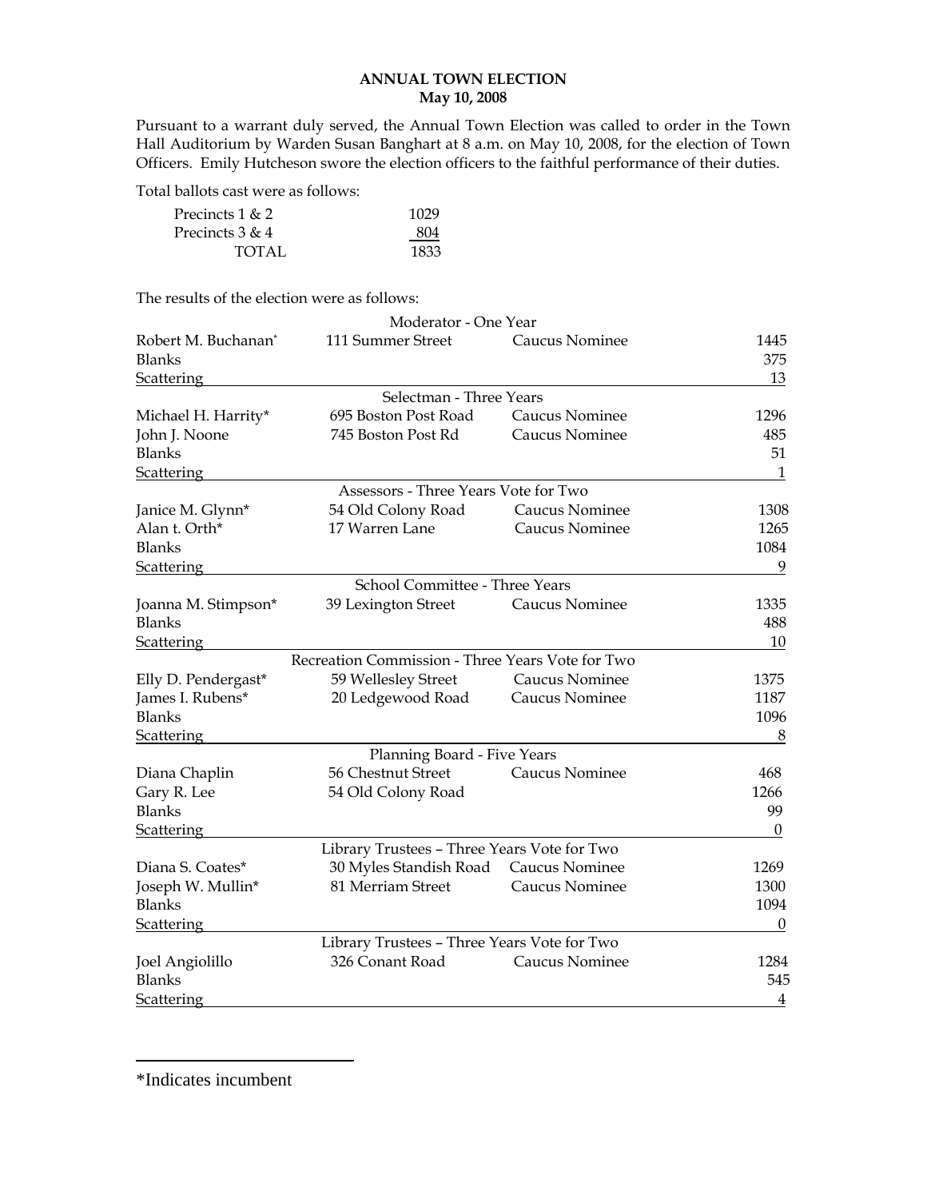# ANNUAL TOWN ELECTION
## May 10, 2008

Pursuant to a warrant duly served, the Annual Town Election was called to order in the Town Hall Auditorium by Warden Susan Banghart at 8 a.m. on May 10, 2008, for the election of Town Officers. Emily Hutcheson swore the election officers to the faithful performance of their duties.

Total ballots cast were as follows:

| | |
|---|---|
| Precincts 1 & 2 | 1029 |
| Precincts 3 & 4 | 804 |
| TOTAL | 1833 |

The results of the election were as follows:

| | | | |
|---|---|---|---|
| **Moderator - One Year** | | | |
| Robert M. Buchanan* | 111 Summer Street | Caucus Nominee | 1445 |
| Blanks | | | 375 |
| Scattering | | | 13 |
| **Selectman - Three Years** | | | |
| Michael H. Harrity* | 695 Boston Post Road | Caucus Nominee | 1296 |
| John J. Noone | 745 Boston Post Rd | Caucus Nominee | 485 |
| Blanks | | | 51 |
| Scattering | | | 1 |
| **Assessors - Three Years Vote for Two** | | | |
| Janice M. Glynn* | 54 Old Colony Road | Caucus Nominee | 1308 |
| Alan t. Orth* | 17 Warren Lane | Caucus Nominee | 1265 |
| Blanks | | | 1084 |
| Scattering | | | 9 |
| **School Committee - Three Years** | | | |
| Joanna M. Stimpson* | 39 Lexington Street | Caucus Nominee | 1335 |
| Blanks | | | 488 |
| Scattering | | | 10 |
| **Recreation Commission - Three Years Vote for Two** | | | |
| Elly D. Pendergast* | 59 Wellesley Street | Caucus Nominee | 1375 |
| James I. Rubens* | 20 Ledgewood Road | Caucus Nominee | 1187 |
| Blanks | | | 1096 |
| Scattering | | | 8 |
| **Planning Board - Five Years** | | | |
| Diana Chaplin | 56 Chestnut Street | Caucus Nominee | 468 |
| Gary R. Lee | 54 Old Colony Road | | 1266 |
| Blanks | | | 99 |
| Scattering | | | 0 |
| **Library Trustees – Three Years Vote for Two** | | | |
| Diana S. Coates* | 30 Myles Standish Road | Caucus Nominee | 1269 |
| Joseph W. Mullin* | 81 Merriam Street | Caucus Nominee | 1300 |
| Blanks | | | 1094 |
| Scattering | | | 0 |
| **Library Trustees – Three Years Vote for Two** | | | |
| Joel Angiolillo | 326 Conant Road | Caucus Nominee | 1284 |
| Blanks | | | 545 |
| Scattering | | | 4 |

*Indicates incumbent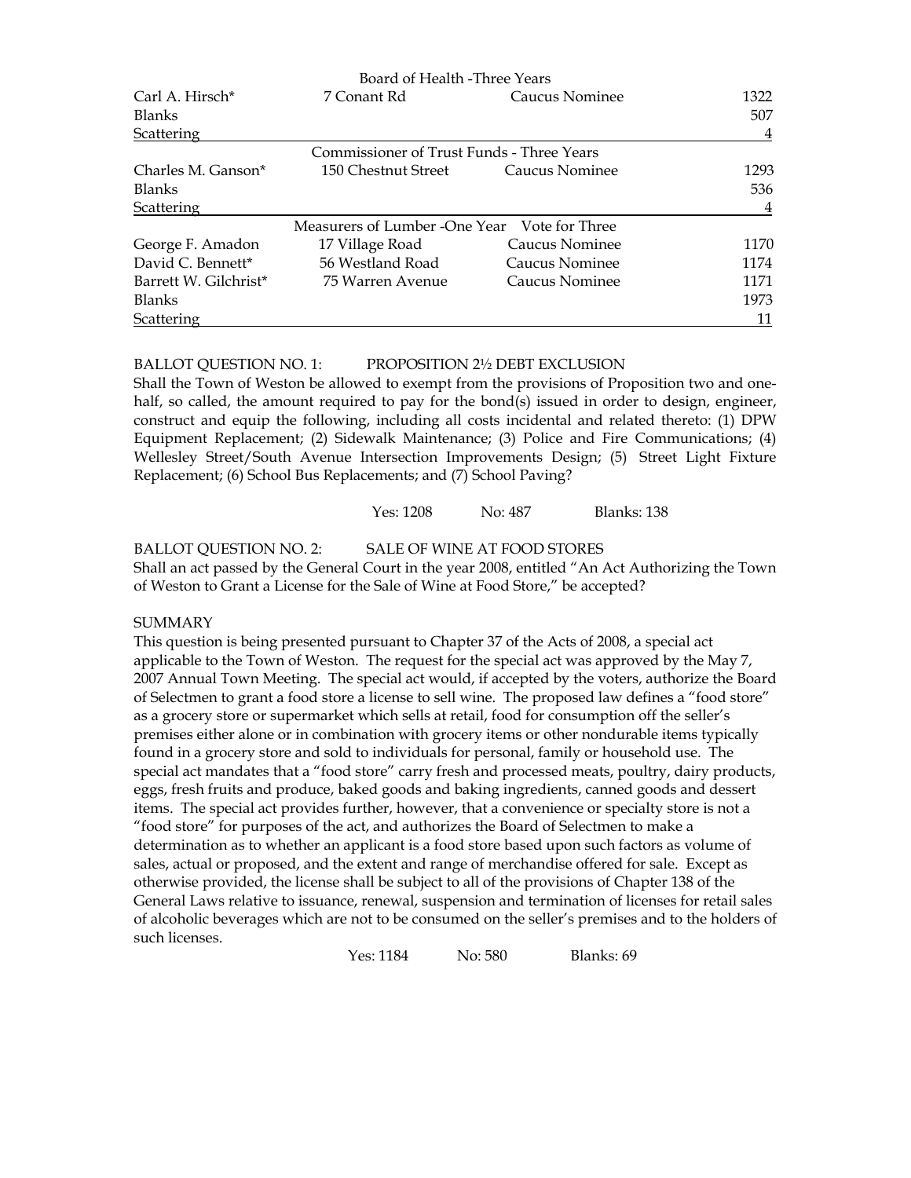| Board of Health -Three Years | | | |
|---|---|---|---|
| Carl A. Hirsch* | 7 Conant Rd | Caucus Nominee | 1322 |
| Blanks | | | 507 |
| Scattering | | | 4 |

| Commissioner of Trust Funds - Three Years | | | |
|---|---|---|---|
| Charles M. Ganson* | 150 Chestnut Street | Caucus Nominee | 1293 |
| Blanks | | | 536 |
| Scattering | | | 4 |

| Measurers of Lumber -One Year Vote for Three | | | |
|---|---|---|---|
| George F. Amadon | 17 Village Road | Caucus Nominee | 1170 |
| David C. Bennett* | 56 Westland Road | Caucus Nominee | 1174 |
| Barrett W. Gilchrist* | 75 Warren Avenue | Caucus Nominee | 1171 |
| Blanks | | | 1973 |
| Scattering | | | 11 |

BALLOT QUESTION NO. 1: PROPOSITION 2½ DEBT EXCLUSION

Shall the Town of Weston be allowed to exempt from the provisions of Proposition two and one-half, so called, the amount required to pay for the bond(s) issued in order to design, engineer, construct and equip the following, including all costs incidental and related thereto: (1) DPW Equipment Replacement; (2) Sidewalk Maintenance; (3) Police and Fire Communications; (4) Wellesley Street/South Avenue Intersection Improvements Design; (5) Street Light Fixture Replacement; (6) School Bus Replacements; and (7) School Paving?

Yes: 1208 No: 487 Blanks: 138

BALLOT QUESTION NO. 2: SALE OF WINE AT FOOD STORES

Shall an act passed by the General Court in the year 2008, entitled "An Act Authorizing the Town of Weston to Grant a License for the Sale of Wine at Food Store," be accepted?

SUMMARY

This question is being presented pursuant to Chapter 37 of the Acts of 2008, a special act applicable to the Town of Weston. The request for the special act was approved by the May 7, 2007 Annual Town Meeting. The special act would, if accepted by the voters, authorize the Board of Selectmen to grant a food store a license to sell wine. The proposed law defines a "food store" as a grocery store or supermarket which sells at retail, food for consumption off the seller's premises either alone or in combination with grocery items or other nondurable items typically found in a grocery store and sold to individuals for personal, family or household use. The special act mandates that a "food store" carry fresh and processed meats, poultry, dairy products, eggs, fresh fruits and produce, baked goods and baking ingredients, canned goods and dessert items. The special act provides further, however, that a convenience or specialty store is not a "food store" for purposes of the act, and authorizes the Board of Selectmen to make a determination as to whether an applicant is a food store based upon such factors as volume of sales, actual or proposed, and the extent and range of merchandise offered for sale. Except as otherwise provided, the license shall be subject to all of the provisions of Chapter 138 of the General Laws relative to issuance, renewal, suspension and termination of licenses for retail sales of alcoholic beverages which are not to be consumed on the seller's premises and to the holders of such licenses.

Yes: 1184 No: 580 Blanks: 69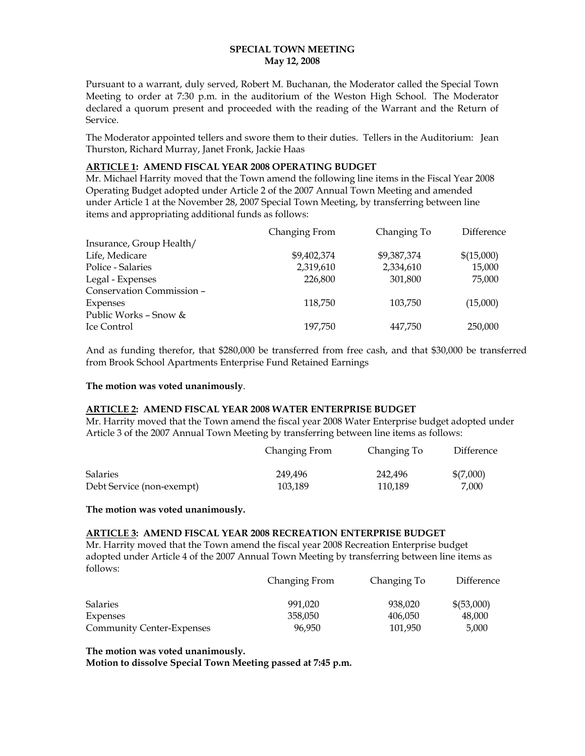# SPECIAL TOWN MEETING
## May 12, 2008

Pursuant to a warrant, duly served, Robert M. Buchanan, the Moderator called the Special Town Meeting to order at 7:30 p.m. in the auditorium of the Weston High School. The Moderator declared a quorum present and proceeded with the reading of the Warrant and the Return of Service.

The Moderator appointed tellers and swore them to their duties. Tellers in the Auditorium: Jean Thurston, Richard Murray, Janet Fronk, Jackie Haas

**ARTICLE 1: AMEND FISCAL YEAR 2008 OPERATING BUDGET**

Mr. Michael Harrity moved that the Town amend the following line items in the Fiscal Year 2008 Operating Budget adopted under Article 2 of the 2007 Annual Town Meeting and amended under Article 1 at the November 28, 2007 Special Town Meeting, by transferring between line items and appropriating additional funds as follows:

| | Changing From | Changing To | Difference |
|---|---|---|---|
| Insurance, Group Health/ Life, Medicare | $9,402,374 | $9,387,374 | $(15,000) |
| Police - Salaries | 2,319,610 | 2,334,610 | 15,000 |
| Legal - Expenses | 226,800 | 301,800 | 75,000 |
| Conservation Commission – Expenses | 118,750 | 103,750 | (15,000) |
| Public Works – Snow & Ice Control | 197,750 | 447,750 | 250,000 |

And as funding therefor, that $280,000 be transferred from free cash, and that $30,000 be transferred from Brook School Apartments Enterprise Fund Retained Earnings

**The motion was voted unanimously**.

**ARTICLE 2: AMEND FISCAL YEAR 2008 WATER ENTERPRISE BUDGET**

Mr. Harrity moved that the Town amend the fiscal year 2008 Water Enterprise budget adopted under Article 3 of the 2007 Annual Town Meeting by transferring between line items as follows:

| | Changing From | Changing To | Difference |
|---|---|---|---|
| Salaries | 249,496 | 242,496 | $(7,000) |
| Debt Service (non-exempt) | 103,189 | 110,189 | 7,000 |

**The motion was voted unanimously.**

**ARTICLE 3: AMEND FISCAL YEAR 2008 RECREATION ENTERPRISE BUDGET**

Mr. Harrity moved that the Town amend the fiscal year 2008 Recreation Enterprise budget adopted under Article 4 of the 2007 Annual Town Meeting by transferring between line items as follows:

| | Changing From | Changing To | Difference |
|---|---|---|---|
| Salaries | 991,020 | 938,020 | $(53,000) |
| Expenses | 358,050 | 406,050 | 48,000 |
| Community Center-Expenses | 96,950 | 101,950 | 5,000 |

**The motion was voted unanimously.**

**Motion to dissolve Special Town Meeting passed at 7:45 p.m.**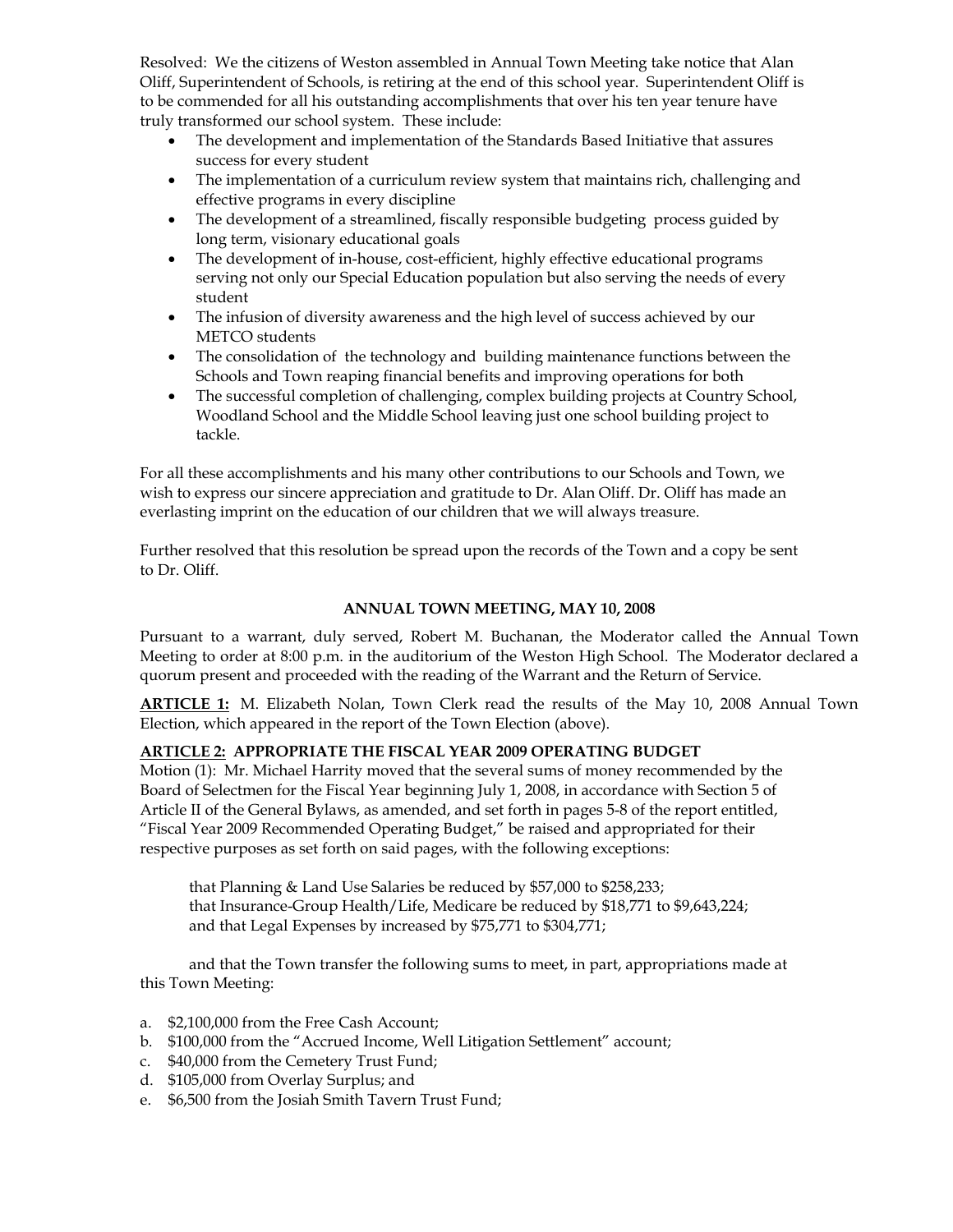Resolved: We the citizens of Weston assembled in Annual Town Meeting take notice that Alan Oliff, Superintendent of Schools, is retiring at the end of this school year. Superintendent Oliff is to be commended for all his outstanding accomplishments that over his ten year tenure have truly transformed our school system. These include:

- The development and implementation of the Standards Based Initiative that assures success for every student
- The implementation of a curriculum review system that maintains rich, challenging and effective programs in every discipline
- The development of a streamlined, fiscally responsible budgeting process guided by long term, visionary educational goals
- The development of in-house, cost-efficient, highly effective educational programs serving not only our Special Education population but also serving the needs of every student
- The infusion of diversity awareness and the high level of success achieved by our METCO students
- The consolidation of the technology and building maintenance functions between the Schools and Town reaping financial benefits and improving operations for both
- The successful completion of challenging, complex building projects at Country School, Woodland School and the Middle School leaving just one school building project to tackle.

For all these accomplishments and his many other contributions to our Schools and Town, we wish to express our sincere appreciation and gratitude to Dr. Alan Oliff. Dr. Oliff has made an everlasting imprint on the education of our children that we will always treasure.

Further resolved that this resolution be spread upon the records of the Town and a copy be sent to Dr. Oliff.

## ANNUAL TOWN MEETING, MAY 10, 2008

Pursuant to a warrant, duly served, Robert M. Buchanan, the Moderator called the Annual Town Meeting to order at 8:00 p.m. in the auditorium of the Weston High School. The Moderator declared a quorum present and proceeded with the reading of the Warrant and the Return of Service.

**ARTICLE 1:** M. Elizabeth Nolan, Town Clerk read the results of the May 10, 2008 Annual Town Election, which appeared in the report of the Town Election (above).

**ARTICLE 2: APPROPRIATE THE FISCAL YEAR 2009 OPERATING BUDGET**

Motion (1): Mr. Michael Harrity moved that the several sums of money recommended by the Board of Selectmen for the Fiscal Year beginning July 1, 2008, in accordance with Section 5 of Article II of the General Bylaws, as amended, and set forth in pages 5-8 of the report entitled, "Fiscal Year 2009 Recommended Operating Budget," be raised and appropriated for their respective purposes as set forth on said pages, with the following exceptions:

that Planning & Land Use Salaries be reduced by $57,000 to $258,233;
that Insurance-Group Health/Life, Medicare be reduced by $18,771 to $9,643,224;
and that Legal Expenses by increased by $75,771 to $304,771;

and that the Town transfer the following sums to meet, in part, appropriations made at this Town Meeting:

a. $2,100,000 from the Free Cash Account;
b. $100,000 from the "Accrued Income, Well Litigation Settlement" account;
c. $40,000 from the Cemetery Trust Fund;
d. $105,000 from Overlay Surplus; and
e. $6,500 from the Josiah Smith Tavern Trust Fund;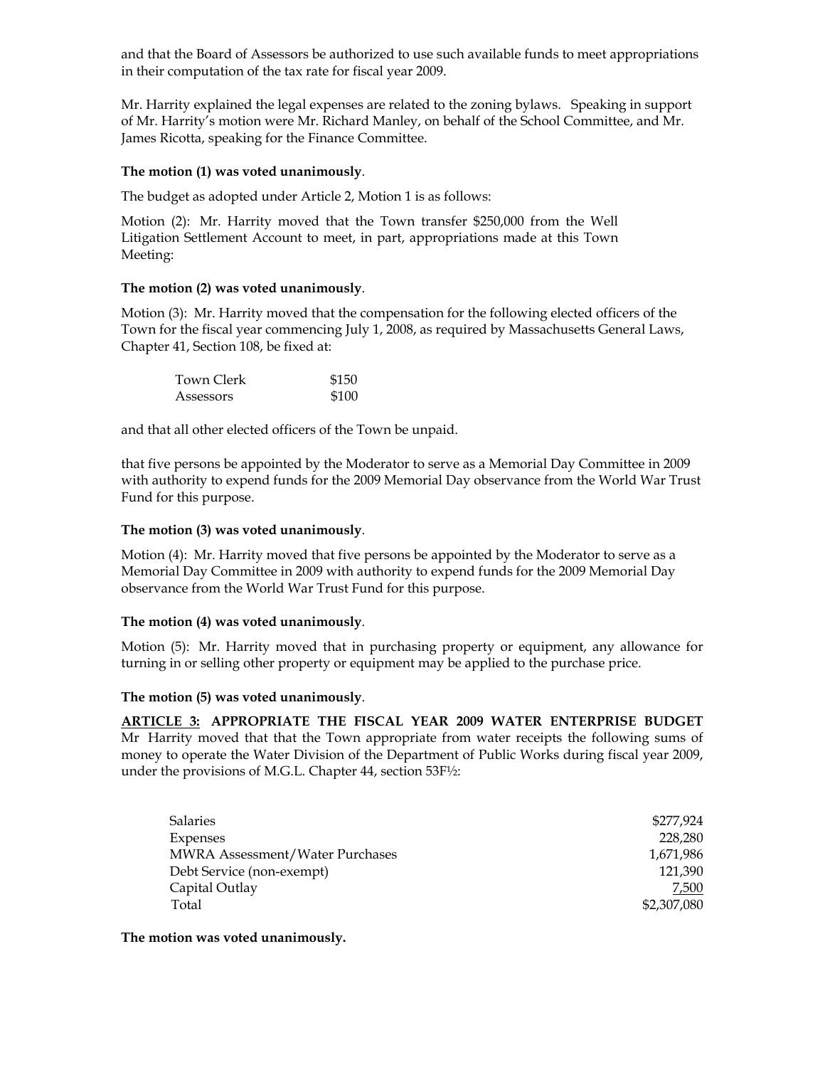and that the Board of Assessors be authorized to use such available funds to meet appropriations in their computation of the tax rate for fiscal year 2009.

Mr. Harrity explained the legal expenses are related to the zoning bylaws. Speaking in support of Mr. Harrity's motion were Mr. Richard Manley, on behalf of the School Committee, and Mr. James Ricotta, speaking for the Finance Committee.

**The motion (1) was voted unanimously**.

The budget as adopted under Article 2, Motion 1 is as follows:

Motion (2): Mr. Harrity moved that the Town transfer $250,000 from the Well Litigation Settlement Account to meet, in part, appropriations made at this Town Meeting:

**The motion (2) was voted unanimously**.

Motion (3): Mr. Harrity moved that the compensation for the following elected officers of the Town for the fiscal year commencing July 1, 2008, as required by Massachusetts General Laws, Chapter 41, Section 108, be fixed at:

| | |
|---|---|
| Town Clerk | $150 |
| Assessors | $100 |

and that all other elected officers of the Town be unpaid.

that five persons be appointed by the Moderator to serve as a Memorial Day Committee in 2009 with authority to expend funds for the 2009 Memorial Day observance from the World War Trust Fund for this purpose.

**The motion (3) was voted unanimously**.

Motion (4): Mr. Harrity moved that five persons be appointed by the Moderator to serve as a Memorial Day Committee in 2009 with authority to expend funds for the 2009 Memorial Day observance from the World War Trust Fund for this purpose.

**The motion (4) was voted unanimously**.

Motion (5): Mr. Harrity moved that in purchasing property or equipment, any allowance for turning in or selling other property or equipment may be applied to the purchase price.

**The motion (5) was voted unanimously**.

**ARTICLE 3: APPROPRIATE THE FISCAL YEAR 2009 WATER ENTERPRISE BUDGET** Mr Harrity moved that that the Town appropriate from water receipts the following sums of money to operate the Water Division of the Department of Public Works during fiscal year 2009, under the provisions of M.G.L. Chapter 44, section 53F½:

| | |
|---|---:|
| Salaries | $277,924 |
| Expenses | 228,280 |
| MWRA Assessment/Water Purchases | 1,671,986 |
| Debt Service (non-exempt) | 121,390 |
| Capital Outlay | 7,500 |
| Total | $2,307,080 |

**The motion was voted unanimously.**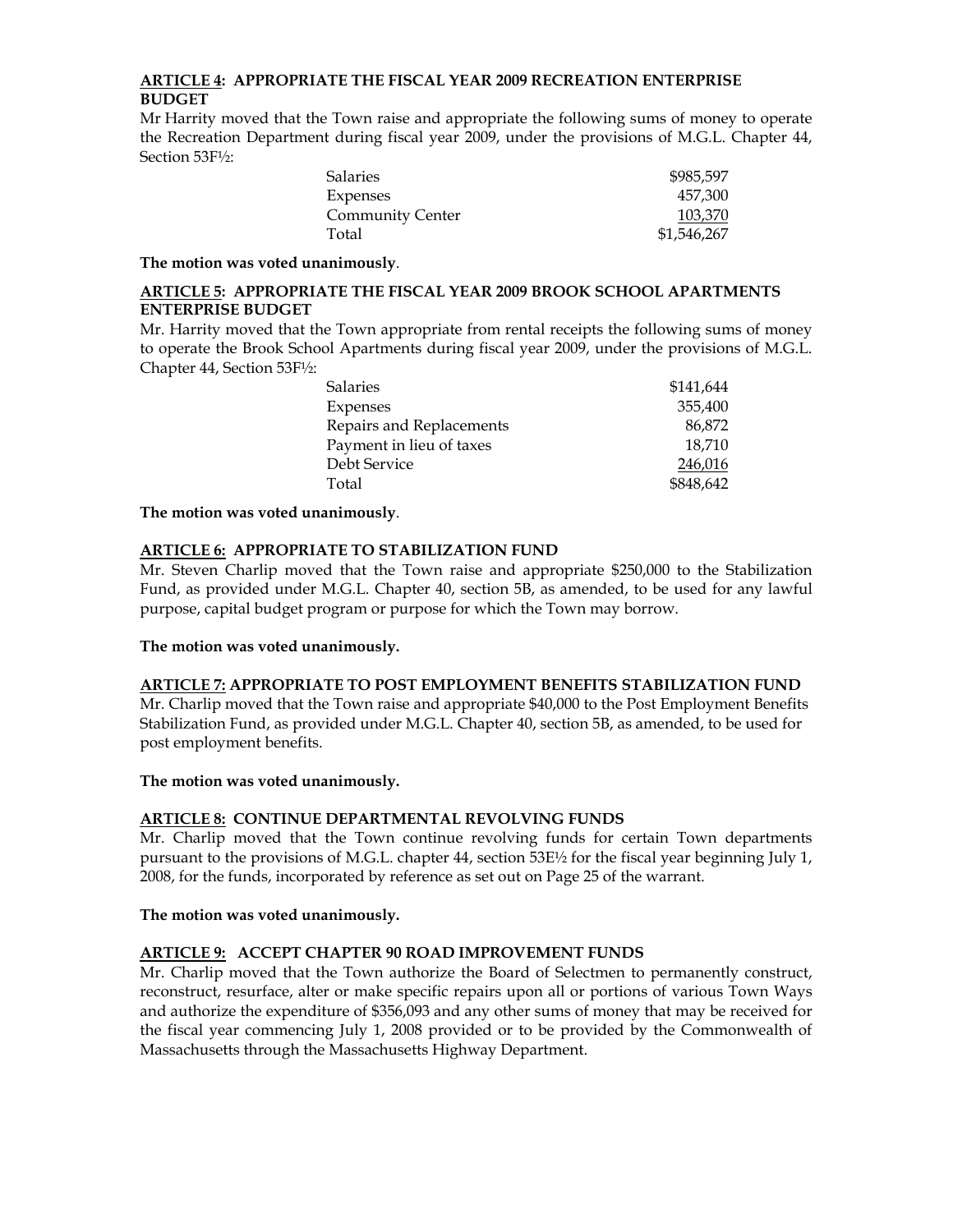**ARTICLE 4: APPROPRIATE THE FISCAL YEAR 2009 RECREATION ENTERPRISE BUDGET**

Mr Harrity moved that the Town raise and appropriate the following sums of money to operate the Recreation Department during fiscal year 2009, under the provisions of M.G.L. Chapter 44, Section 53F½:

| | |
|---|---|
| Salaries | $985,597 |
| Expenses | 457,300 |
| Community Center | 103,370 |
| Total | $1,546,267 |

**The motion was voted unanimously**.

**ARTICLE 5: APPROPRIATE THE FISCAL YEAR 2009 BROOK SCHOOL APARTMENTS ENTERPRISE BUDGET**

Mr. Harrity moved that the Town appropriate from rental receipts the following sums of money to operate the Brook School Apartments during fiscal year 2009, under the provisions of M.G.L. Chapter 44, Section 53F½:

| | |
|---|---|
| Salaries | $141,644 |
| Expenses | 355,400 |
| Repairs and Replacements | 86,872 |
| Payment in lieu of taxes | 18,710 |
| Debt Service | 246,016 |
| Total | $848,642 |

**The motion was voted unanimously**.

**ARTICLE 6: APPROPRIATE TO STABILIZATION FUND**

Mr. Steven Charlip moved that the Town raise and appropriate $250,000 to the Stabilization Fund, as provided under M.G.L. Chapter 40, section 5B, as amended, to be used for any lawful purpose, capital budget program or purpose for which the Town may borrow.

**The motion was voted unanimously.**

**ARTICLE 7: APPROPRIATE TO POST EMPLOYMENT BENEFITS STABILIZATION FUND**

Mr. Charlip moved that the Town raise and appropriate $40,000 to the Post Employment Benefits Stabilization Fund, as provided under M.G.L. Chapter 40, section 5B, as amended, to be used for post employment benefits.

**The motion was voted unanimously.**

**ARTICLE 8: CONTINUE DEPARTMENTAL REVOLVING FUNDS**

Mr. Charlip moved that the Town continue revolving funds for certain Town departments pursuant to the provisions of M.G.L. chapter 44, section 53E½ for the fiscal year beginning July 1, 2008, for the funds, incorporated by reference as set out on Page 25 of the warrant.

**The motion was voted unanimously.**

**ARTICLE 9: ACCEPT CHAPTER 90 ROAD IMPROVEMENT FUNDS**

Mr. Charlip moved that the Town authorize the Board of Selectmen to permanently construct, reconstruct, resurface, alter or make specific repairs upon all or portions of various Town Ways and authorize the expenditure of $356,093 and any other sums of money that may be received for the fiscal year commencing July 1, 2008 provided or to be provided by the Commonwealth of Massachusetts through the Massachusetts Highway Department.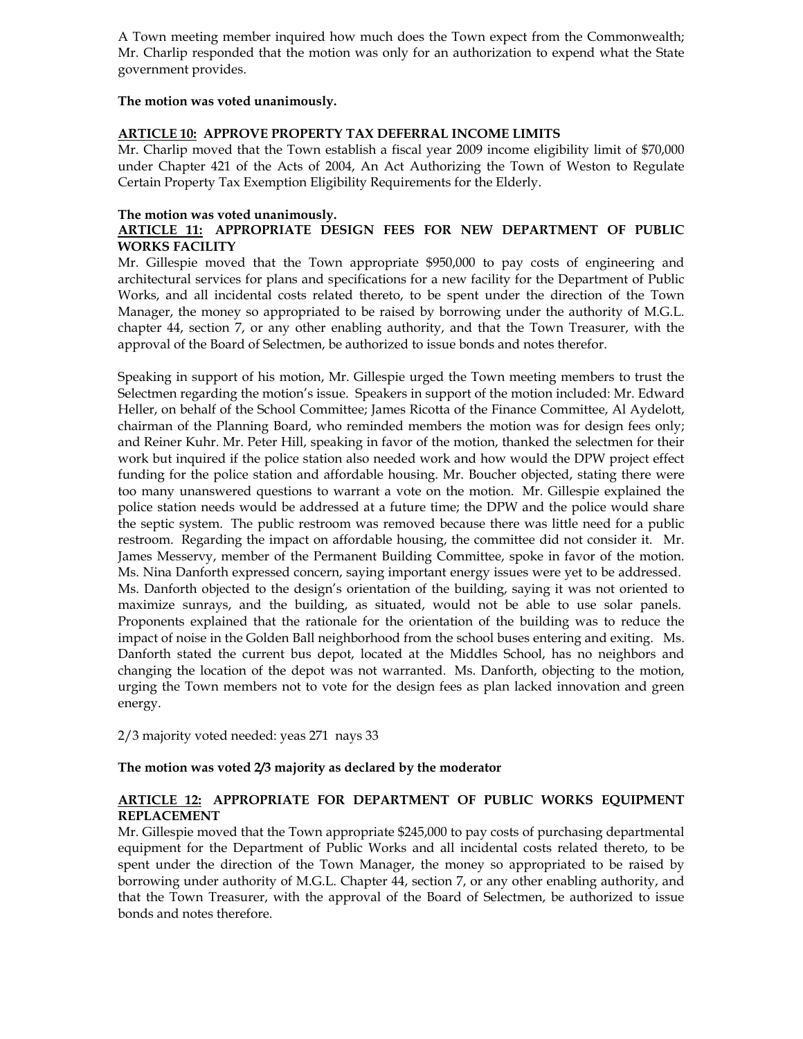A Town meeting member inquired how much does the Town expect from the Commonwealth; Mr. Charlip responded that the motion was only for an authorization to expend what the State government provides.

**The motion was voted unanimously.**

**ARTICLE 10: APPROVE PROPERTY TAX DEFERRAL INCOME LIMITS**

Mr. Charlip moved that the Town establish a fiscal year 2009 income eligibility limit of $70,000 under Chapter 421 of the Acts of 2004, An Act Authorizing the Town of Weston to Regulate Certain Property Tax Exemption Eligibility Requirements for the Elderly.

**The motion was voted unanimously.**

**ARTICLE 11: APPROPRIATE DESIGN FEES FOR NEW DEPARTMENT OF PUBLIC WORKS FACILITY**

Mr. Gillespie moved that the Town appropriate $950,000 to pay costs of engineering and architectural services for plans and specifications for a new facility for the Department of Public Works, and all incidental costs related thereto, to be spent under the direction of the Town Manager, the money so appropriated to be raised by borrowing under the authority of M.G.L. chapter 44, section 7, or any other enabling authority, and that the Town Treasurer, with the approval of the Board of Selectmen, be authorized to issue bonds and notes therefor.

Speaking in support of his motion, Mr. Gillespie urged the Town meeting members to trust the Selectmen regarding the motion's issue. Speakers in support of the motion included: Mr. Edward Heller, on behalf of the School Committee; James Ricotta of the Finance Committee, Al Aydelott, chairman of the Planning Board, who reminded members the motion was for design fees only; and Reiner Kuhr. Mr. Peter Hill, speaking in favor of the motion, thanked the selectmen for their work but inquired if the police station also needed work and how would the DPW project effect funding for the police station and affordable housing. Mr. Boucher objected, stating there were too many unanswered questions to warrant a vote on the motion. Mr. Gillespie explained the police station needs would be addressed at a future time; the DPW and the police would share the septic system. The public restroom was removed because there was little need for a public restroom. Regarding the impact on affordable housing, the committee did not consider it. Mr. James Messervy, member of the Permanent Building Committee, spoke in favor of the motion. Ms. Nina Danforth expressed concern, saying important energy issues were yet to be addressed. Ms. Danforth objected to the design's orientation of the building, saying it was not oriented to maximize sunrays, and the building, as situated, would not be able to use solar panels. Proponents explained that the rationale for the orientation of the building was to reduce the impact of noise in the Golden Ball neighborhood from the school buses entering and exiting. Ms. Danforth stated the current bus depot, located at the Middles School, has no neighbors and changing the location of the depot was not warranted. Ms. Danforth, objecting to the motion, urging the Town members not to vote for the design fees as plan lacked innovation and green energy.

2/3 majority voted needed: yeas 271 nays 33

**The motion was voted 2/3 majority as declared by the moderator**

**ARTICLE 12: APPROPRIATE FOR DEPARTMENT OF PUBLIC WORKS EQUIPMENT REPLACEMENT**

Mr. Gillespie moved that the Town appropriate $245,000 to pay costs of purchasing departmental equipment for the Department of Public Works and all incidental costs related thereto, to be spent under the direction of the Town Manager, the money so appropriated to be raised by borrowing under authority of M.G.L. Chapter 44, section 7, or any other enabling authority, and that the Town Treasurer, with the approval of the Board of Selectmen, be authorized to issue bonds and notes therefore.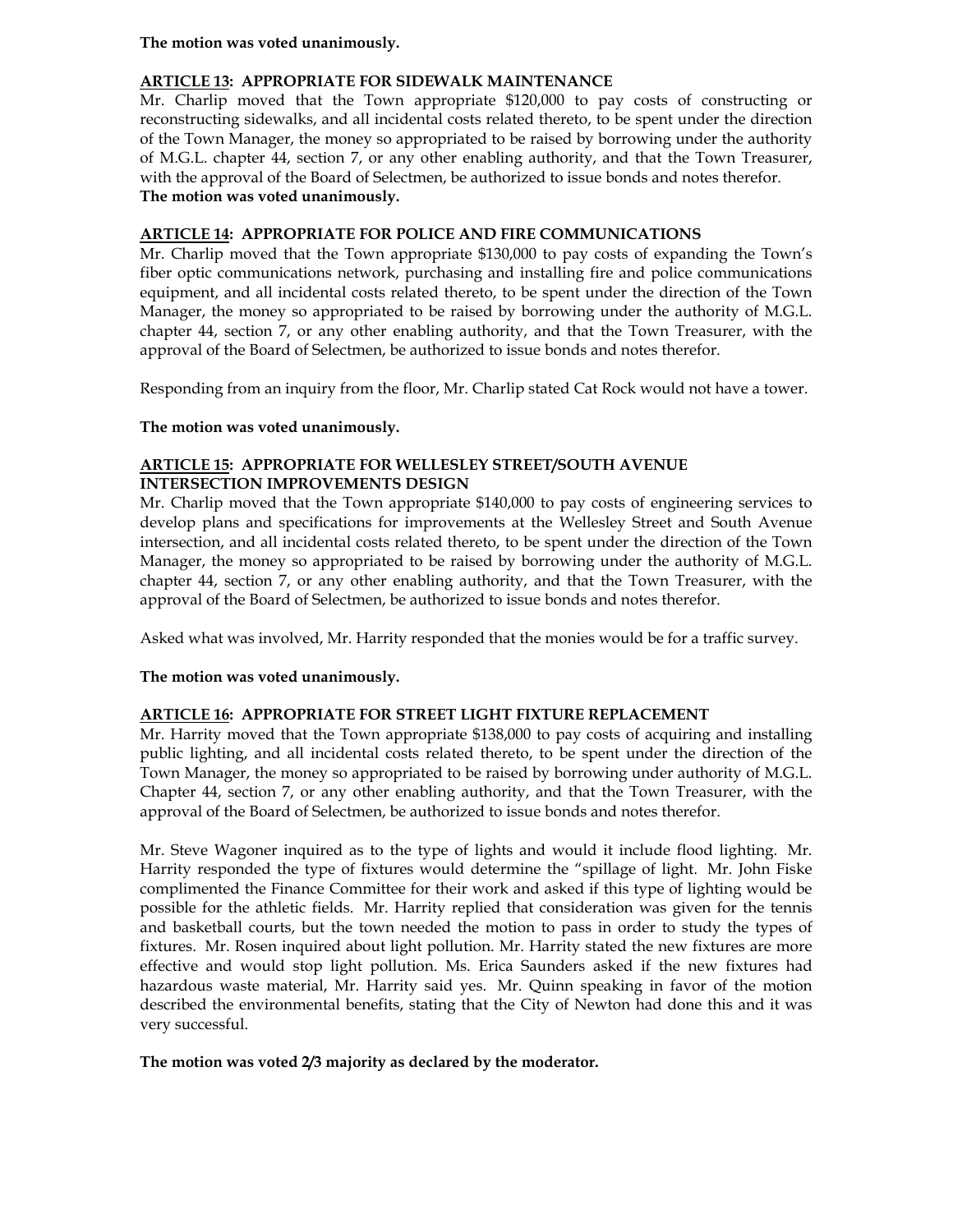**The motion was voted unanimously.**

**ARTICLE 13: APPROPRIATE FOR SIDEWALK MAINTENANCE**

Mr. Charlip moved that the Town appropriate $120,000 to pay costs of constructing or reconstructing sidewalks, and all incidental costs related thereto, to be spent under the direction of the Town Manager, the money so appropriated to be raised by borrowing under the authority of M.G.L. chapter 44, section 7, or any other enabling authority, and that the Town Treasurer, with the approval of the Board of Selectmen, be authorized to issue bonds and notes therefor.

**The motion was voted unanimously.**

**ARTICLE 14: APPROPRIATE FOR POLICE AND FIRE COMMUNICATIONS**

Mr. Charlip moved that the Town appropriate $130,000 to pay costs of expanding the Town's fiber optic communications network, purchasing and installing fire and police communications equipment, and all incidental costs related thereto, to be spent under the direction of the Town Manager, the money so appropriated to be raised by borrowing under the authority of M.G.L. chapter 44, section 7, or any other enabling authority, and that the Town Treasurer, with the approval of the Board of Selectmen, be authorized to issue bonds and notes therefor.

Responding from an inquiry from the floor, Mr. Charlip stated Cat Rock would not have a tower.

**The motion was voted unanimously.**

**ARTICLE 15: APPROPRIATE FOR WELLESLEY STREET/SOUTH AVENUE INTERSECTION IMPROVEMENTS DESIGN**

Mr. Charlip moved that the Town appropriate $140,000 to pay costs of engineering services to develop plans and specifications for improvements at the Wellesley Street and South Avenue intersection, and all incidental costs related thereto, to be spent under the direction of the Town Manager, the money so appropriated to be raised by borrowing under the authority of M.G.L. chapter 44, section 7, or any other enabling authority, and that the Town Treasurer, with the approval of the Board of Selectmen, be authorized to issue bonds and notes therefor.

Asked what was involved, Mr. Harrity responded that the monies would be for a traffic survey.

**The motion was voted unanimously.**

**ARTICLE 16: APPROPRIATE FOR STREET LIGHT FIXTURE REPLACEMENT**

Mr. Harrity moved that the Town appropriate $138,000 to pay costs of acquiring and installing public lighting, and all incidental costs related thereto, to be spent under the direction of the Town Manager, the money so appropriated to be raised by borrowing under authority of M.G.L. Chapter 44, section 7, or any other enabling authority, and that the Town Treasurer, with the approval of the Board of Selectmen, be authorized to issue bonds and notes therefor.

Mr. Steve Wagoner inquired as to the type of lights and would it include flood lighting. Mr. Harrity responded the type of fixtures would determine the "spillage of light. Mr. John Fiske complimented the Finance Committee for their work and asked if this type of lighting would be possible for the athletic fields. Mr. Harrity replied that consideration was given for the tennis and basketball courts, but the town needed the motion to pass in order to study the types of fixtures. Mr. Rosen inquired about light pollution. Mr. Harrity stated the new fixtures are more effective and would stop light pollution. Ms. Erica Saunders asked if the new fixtures had hazardous waste material, Mr. Harrity said yes. Mr. Quinn speaking in favor of the motion described the environmental benefits, stating that the City of Newton had done this and it was very successful.

**The motion was voted 2/3 majority as declared by the moderator.**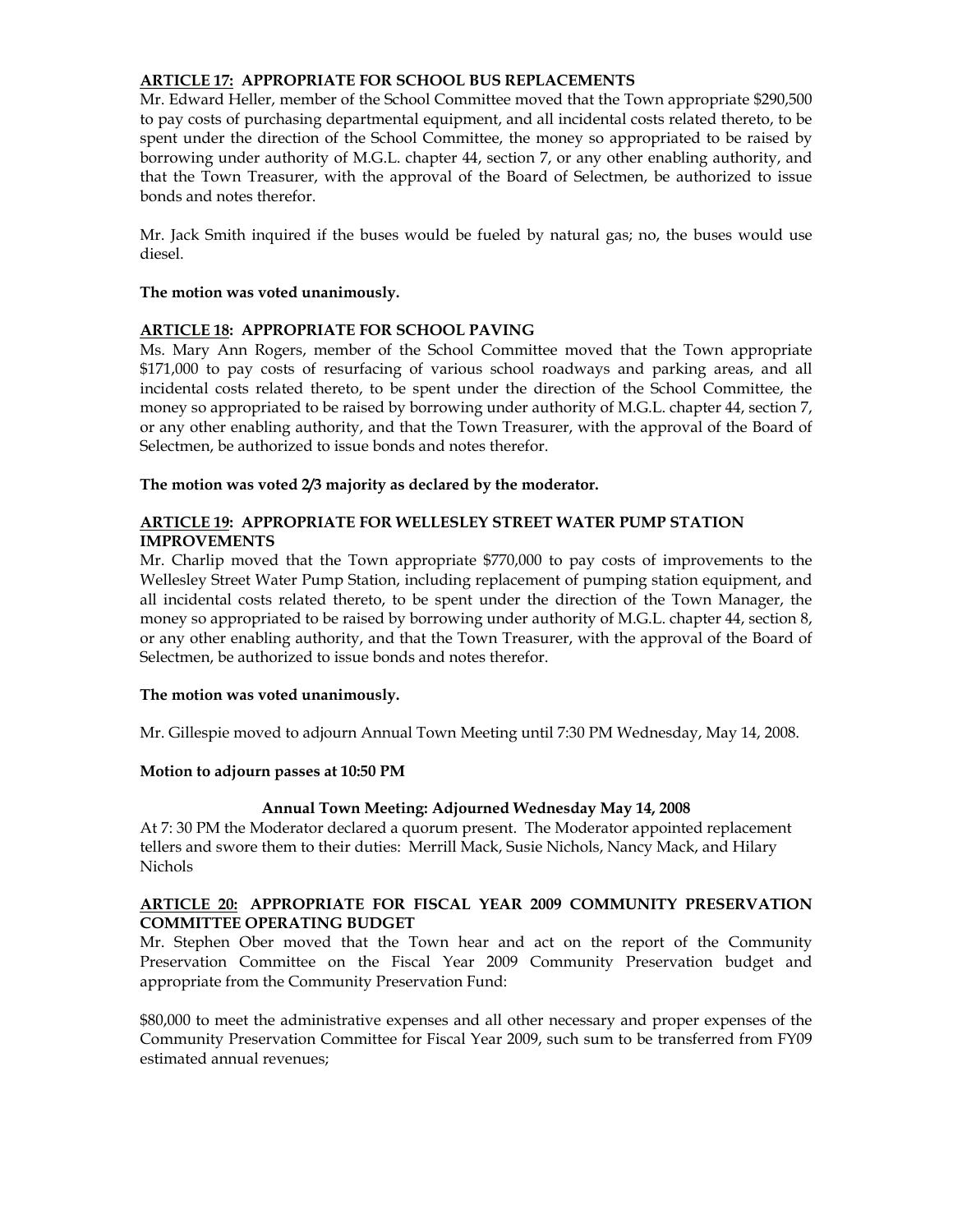**ARTICLE 17: APPROPRIATE FOR SCHOOL BUS REPLACEMENTS**

Mr. Edward Heller, member of the School Committee moved that the Town appropriate $290,500 to pay costs of purchasing departmental equipment, and all incidental costs related thereto, to be spent under the direction of the School Committee, the money so appropriated to be raised by borrowing under authority of M.G.L. chapter 44, section 7, or any other enabling authority, and that the Town Treasurer, with the approval of the Board of Selectmen, be authorized to issue bonds and notes therefor.

Mr. Jack Smith inquired if the buses would be fueled by natural gas; no, the buses would use diesel.

**The motion was voted unanimously.**

**ARTICLE 18: APPROPRIATE FOR SCHOOL PAVING**

Ms. Mary Ann Rogers, member of the School Committee moved that the Town appropriate $171,000 to pay costs of resurfacing of various school roadways and parking areas, and all incidental costs related thereto, to be spent under the direction of the School Committee, the money so appropriated to be raised by borrowing under authority of M.G.L. chapter 44, section 7, or any other enabling authority, and that the Town Treasurer, with the approval of the Board of Selectmen, be authorized to issue bonds and notes therefor.

**The motion was voted 2/3 majority as declared by the moderator.**

**ARTICLE 19: APPROPRIATE FOR WELLESLEY STREET WATER PUMP STATION IMPROVEMENTS**

Mr. Charlip moved that the Town appropriate $770,000 to pay costs of improvements to the Wellesley Street Water Pump Station, including replacement of pumping station equipment, and all incidental costs related thereto, to be spent under the direction of the Town Manager, the money so appropriated to be raised by borrowing under authority of M.G.L. chapter 44, section 8, or any other enabling authority, and that the Town Treasurer, with the approval of the Board of Selectmen, be authorized to issue bonds and notes therefor.

**The motion was voted unanimously.**

Mr. Gillespie moved to adjourn Annual Town Meeting until 7:30 PM Wednesday, May 14, 2008.

**Motion to adjourn passes at 10:50 PM**

**Annual Town Meeting: Adjourned Wednesday May 14, 2008**

At 7: 30 PM the Moderator declared a quorum present. The Moderator appointed replacement tellers and swore them to their duties: Merrill Mack, Susie Nichols, Nancy Mack, and Hilary Nichols

**ARTICLE 20: APPROPRIATE FOR FISCAL YEAR 2009 COMMUNITY PRESERVATION COMMITTEE OPERATING BUDGET**

Mr. Stephen Ober moved that the Town hear and act on the report of the Community Preservation Committee on the Fiscal Year 2009 Community Preservation budget and appropriate from the Community Preservation Fund:

$80,000 to meet the administrative expenses and all other necessary and proper expenses of the Community Preservation Committee for Fiscal Year 2009, such sum to be transferred from FY09 estimated annual revenues;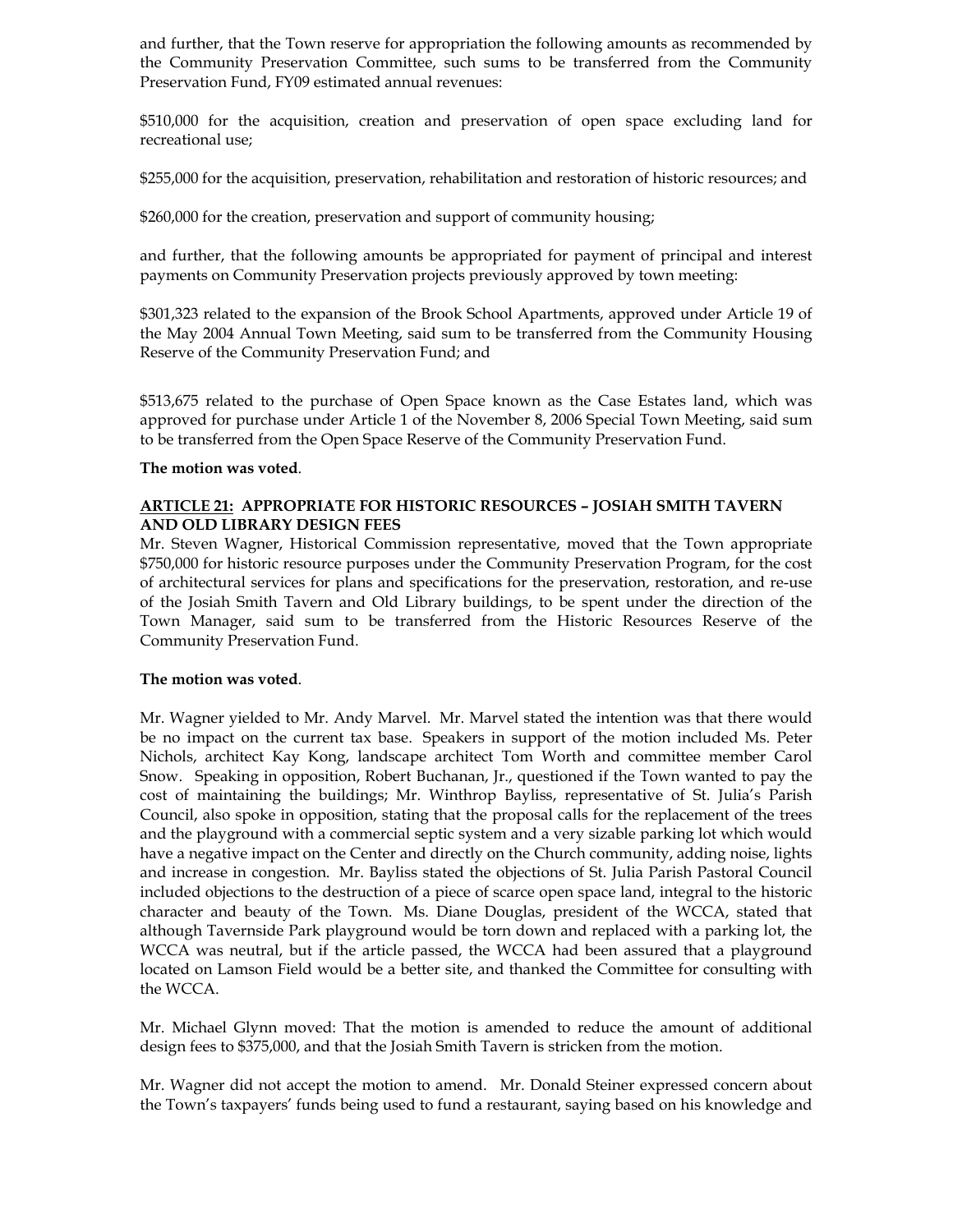and further, that the Town reserve for appropriation the following amounts as recommended by the Community Preservation Committee, such sums to be transferred from the Community Preservation Fund, FY09 estimated annual revenues:

$510,000 for the acquisition, creation and preservation of open space excluding land for recreational use;

$255,000 for the acquisition, preservation, rehabilitation and restoration of historic resources; and

$260,000 for the creation, preservation and support of community housing;

and further, that the following amounts be appropriated for payment of principal and interest payments on Community Preservation projects previously approved by town meeting:

$301,323 related to the expansion of the Brook School Apartments, approved under Article 19 of the May 2004 Annual Town Meeting, said sum to be transferred from the Community Housing Reserve of the Community Preservation Fund; and

$513,675 related to the purchase of Open Space known as the Case Estates land, which was approved for purchase under Article 1 of the November 8, 2006 Special Town Meeting, said sum to be transferred from the Open Space Reserve of the Community Preservation Fund.

**The motion was voted**.

**ARTICLE 21: APPROPRIATE FOR HISTORIC RESOURCES – JOSIAH SMITH TAVERN AND OLD LIBRARY DESIGN FEES**

Mr. Steven Wagner, Historical Commission representative, moved that the Town appropriate $750,000 for historic resource purposes under the Community Preservation Program, for the cost of architectural services for plans and specifications for the preservation, restoration, and re-use of the Josiah Smith Tavern and Old Library buildings, to be spent under the direction of the Town Manager, said sum to be transferred from the Historic Resources Reserve of the Community Preservation Fund.

**The motion was voted**.

Mr. Wagner yielded to Mr. Andy Marvel. Mr. Marvel stated the intention was that there would be no impact on the current tax base. Speakers in support of the motion included Ms. Peter Nichols, architect Kay Kong, landscape architect Tom Worth and committee member Carol Snow. Speaking in opposition, Robert Buchanan, Jr., questioned if the Town wanted to pay the cost of maintaining the buildings; Mr. Winthrop Bayliss, representative of St. Julia's Parish Council, also spoke in opposition, stating that the proposal calls for the replacement of the trees and the playground with a commercial septic system and a very sizable parking lot which would have a negative impact on the Center and directly on the Church community, adding noise, lights and increase in congestion. Mr. Bayliss stated the objections of St. Julia Parish Pastoral Council included objections to the destruction of a piece of scarce open space land, integral to the historic character and beauty of the Town. Ms. Diane Douglas, president of the WCCA, stated that although Tavernside Park playground would be torn down and replaced with a parking lot, the WCCA was neutral, but if the article passed, the WCCA had been assured that a playground located on Lamson Field would be a better site, and thanked the Committee for consulting with the WCCA.

Mr. Michael Glynn moved: That the motion is amended to reduce the amount of additional design fees to $375,000, and that the Josiah Smith Tavern is stricken from the motion.

Mr. Wagner did not accept the motion to amend. Mr. Donald Steiner expressed concern about the Town's taxpayers' funds being used to fund a restaurant, saying based on his knowledge and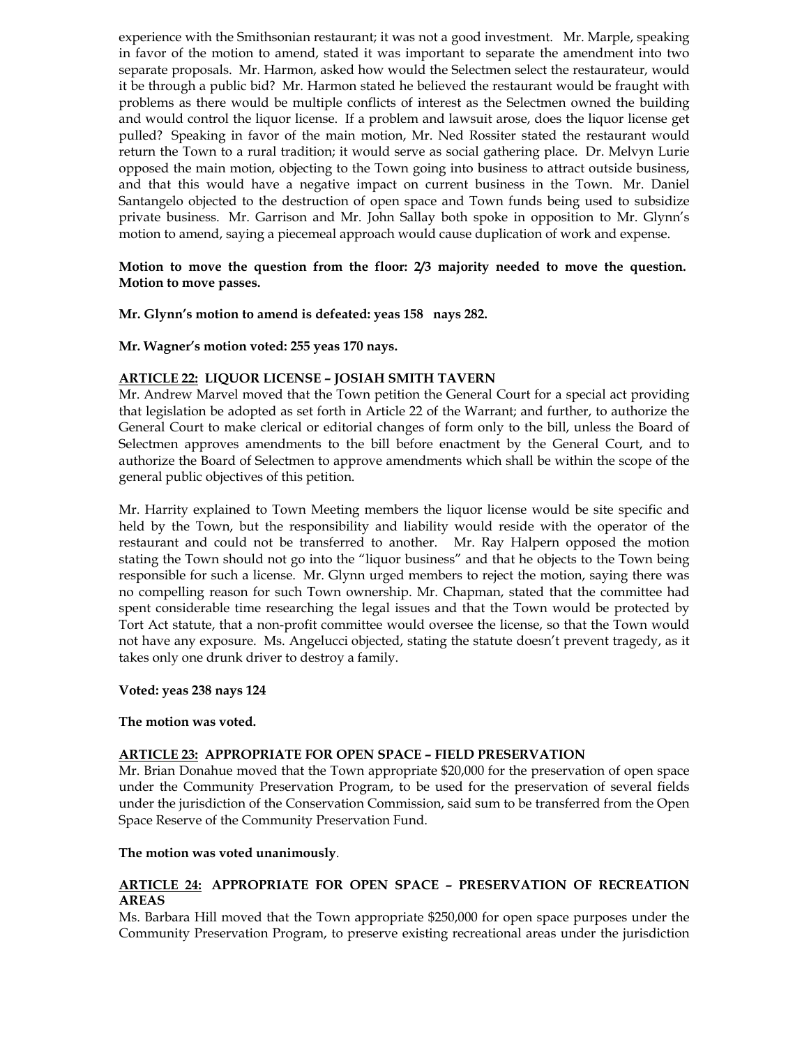experience with the Smithsonian restaurant; it was not a good investment. Mr. Marple, speaking in favor of the motion to amend, stated it was important to separate the amendment into two separate proposals. Mr. Harmon, asked how would the Selectmen select the restaurateur, would it be through a public bid? Mr. Harmon stated he believed the restaurant would be fraught with problems as there would be multiple conflicts of interest as the Selectmen owned the building and would control the liquor license. If a problem and lawsuit arose, does the liquor license get pulled? Speaking in favor of the main motion, Mr. Ned Rossiter stated the restaurant would return the Town to a rural tradition; it would serve as social gathering place. Dr. Melvyn Lurie opposed the main motion, objecting to the Town going into business to attract outside business, and that this would have a negative impact on current business in the Town. Mr. Daniel Santangelo objected to the destruction of open space and Town funds being used to subsidize private business. Mr. Garrison and Mr. John Sallay both spoke in opposition to Mr. Glynn's motion to amend, saying a piecemeal approach would cause duplication of work and expense.

**Motion to move the question from the floor: 2/3 majority needed to move the question. Motion to move passes.**

**Mr. Glynn's motion to amend is defeated: yeas 158 nays 282.**

**Mr. Wagner's motion voted: 255 yeas 170 nays.**

**ARTICLE 22: LIQUOR LICENSE – JOSIAH SMITH TAVERN**

Mr. Andrew Marvel moved that the Town petition the General Court for a special act providing that legislation be adopted as set forth in Article 22 of the Warrant; and further, to authorize the General Court to make clerical or editorial changes of form only to the bill, unless the Board of Selectmen approves amendments to the bill before enactment by the General Court, and to authorize the Board of Selectmen to approve amendments which shall be within the scope of the general public objectives of this petition.

Mr. Harrity explained to Town Meeting members the liquor license would be site specific and held by the Town, but the responsibility and liability would reside with the operator of the restaurant and could not be transferred to another. Mr. Ray Halpern opposed the motion stating the Town should not go into the "liquor business" and that he objects to the Town being responsible for such a license. Mr. Glynn urged members to reject the motion, saying there was no compelling reason for such Town ownership. Mr. Chapman, stated that the committee had spent considerable time researching the legal issues and that the Town would be protected by Tort Act statute, that a non-profit committee would oversee the license, so that the Town would not have any exposure. Ms. Angelucci objected, stating the statute doesn't prevent tragedy, as it takes only one drunk driver to destroy a family.

**Voted: yeas 238 nays 124**

**The motion was voted.**

**ARTICLE 23: APPROPRIATE FOR OPEN SPACE – FIELD PRESERVATION**

Mr. Brian Donahue moved that the Town appropriate $20,000 for the preservation of open space under the Community Preservation Program, to be used for the preservation of several fields under the jurisdiction of the Conservation Commission, said sum to be transferred from the Open Space Reserve of the Community Preservation Fund.

**The motion was voted unanimously**.

**ARTICLE 24: APPROPRIATE FOR OPEN SPACE – PRESERVATION OF RECREATION AREAS**

Ms. Barbara Hill moved that the Town appropriate $250,000 for open space purposes under the Community Preservation Program, to preserve existing recreational areas under the jurisdiction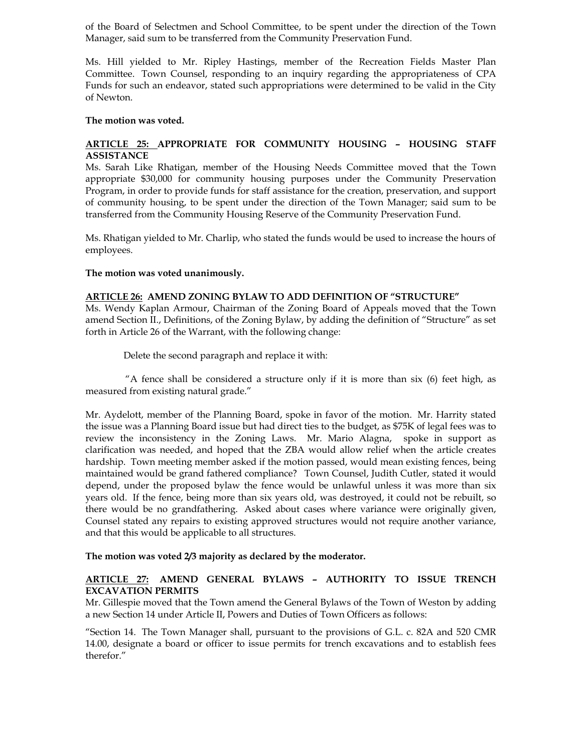of the Board of Selectmen and School Committee, to be spent under the direction of the Town Manager, said sum to be transferred from the Community Preservation Fund.

Ms. Hill yielded to Mr. Ripley Hastings, member of the Recreation Fields Master Plan Committee. Town Counsel, responding to an inquiry regarding the appropriateness of CPA Funds for such an endeavor, stated such appropriations were determined to be valid in the City of Newton.

**The motion was voted.**

**ARTICLE 25: APPROPRIATE FOR COMMUNITY HOUSING – HOUSING STAFF ASSISTANCE**

Ms. Sarah Like Rhatigan, member of the Housing Needs Committee moved that the Town appropriate $30,000 for community housing purposes under the Community Preservation Program, in order to provide funds for staff assistance for the creation, preservation, and support of community housing, to be spent under the direction of the Town Manager; said sum to be transferred from the Community Housing Reserve of the Community Preservation Fund.

Ms. Rhatigan yielded to Mr. Charlip, who stated the funds would be used to increase the hours of employees.

**The motion was voted unanimously.**

**ARTICLE 26: AMEND ZONING BYLAW TO ADD DEFINITION OF "STRUCTURE"**

Ms. Wendy Kaplan Armour, Chairman of the Zoning Board of Appeals moved that the Town amend Section II., Definitions, of the Zoning Bylaw, by adding the definition of "Structure" as set forth in Article 26 of the Warrant, with the following change:

Delete the second paragraph and replace it with:

"A fence shall be considered a structure only if it is more than six (6) feet high, as measured from existing natural grade."

Mr. Aydelott, member of the Planning Board, spoke in favor of the motion. Mr. Harrity stated the issue was a Planning Board issue but had direct ties to the budget, as $75K of legal fees was to review the inconsistency in the Zoning Laws. Mr. Mario Alagna, spoke in support as clarification was needed, and hoped that the ZBA would allow relief when the article creates hardship. Town meeting member asked if the motion passed, would mean existing fences, being maintained would be grand fathered compliance? Town Counsel, Judith Cutler, stated it would depend, under the proposed bylaw the fence would be unlawful unless it was more than six years old. If the fence, being more than six years old, was destroyed, it could not be rebuilt, so there would be no grandfathering. Asked about cases where variance were originally given, Counsel stated any repairs to existing approved structures would not require another variance, and that this would be applicable to all structures.

**The motion was voted 2/3 majority as declared by the moderator.**

**ARTICLE 27: AMEND GENERAL BYLAWS – AUTHORITY TO ISSUE TRENCH EXCAVATION PERMITS**

Mr. Gillespie moved that the Town amend the General Bylaws of the Town of Weston by adding a new Section 14 under Article II, Powers and Duties of Town Officers as follows:

"Section 14. The Town Manager shall, pursuant to the provisions of G.L. c. 82A and 520 CMR 14.00, designate a board or officer to issue permits for trench excavations and to establish fees therefor."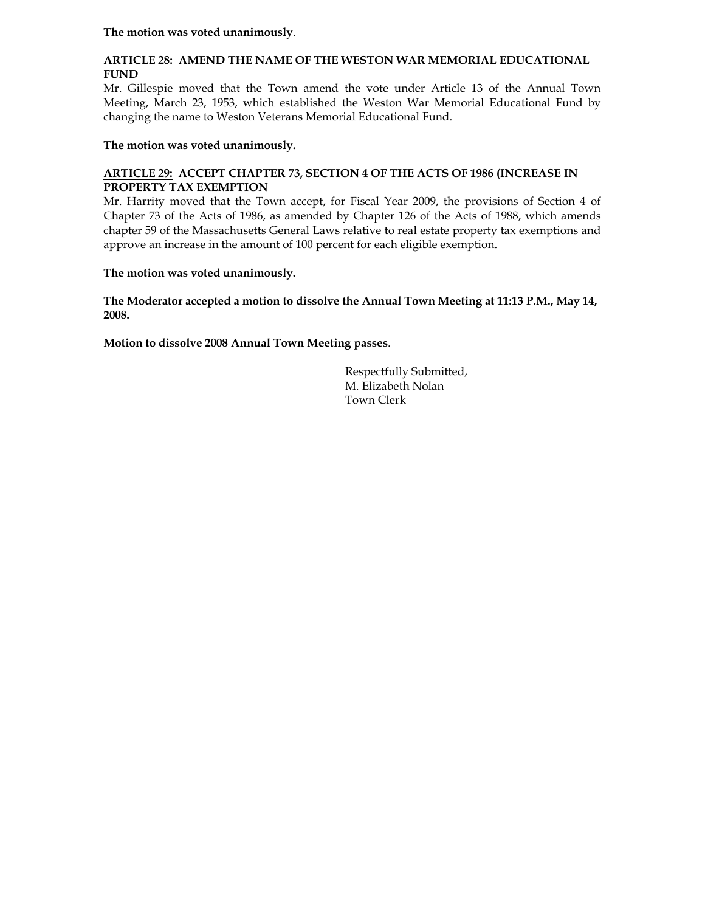**The motion was voted unanimously**.

**<u>ARTICLE 28:</u> AMEND THE NAME OF THE WESTON WAR MEMORIAL EDUCATIONAL FUND**

Mr. Gillespie moved that the Town amend the vote under Article 13 of the Annual Town Meeting, March 23, 1953, which established the Weston War Memorial Educational Fund by changing the name to Weston Veterans Memorial Educational Fund.

**The motion was voted unanimously.**

**<u>ARTICLE 29:</u> ACCEPT CHAPTER 73, SECTION 4 OF THE ACTS OF 1986 (INCREASE IN PROPERTY TAX EXEMPTION**

Mr. Harrity moved that the Town accept, for Fiscal Year 2009, the provisions of Section 4 of Chapter 73 of the Acts of 1986, as amended by Chapter 126 of the Acts of 1988, which amends chapter 59 of the Massachusetts General Laws relative to real estate property tax exemptions and approve an increase in the amount of 100 percent for each eligible exemption.

**The motion was voted unanimously.**

**The Moderator accepted a motion to dissolve the Annual Town Meeting at 11:13 P.M., May 14, 2008.**

**Motion to dissolve 2008 Annual Town Meeting passes**.

Respectfully Submitted,
M. Elizabeth Nolan
Town Clerk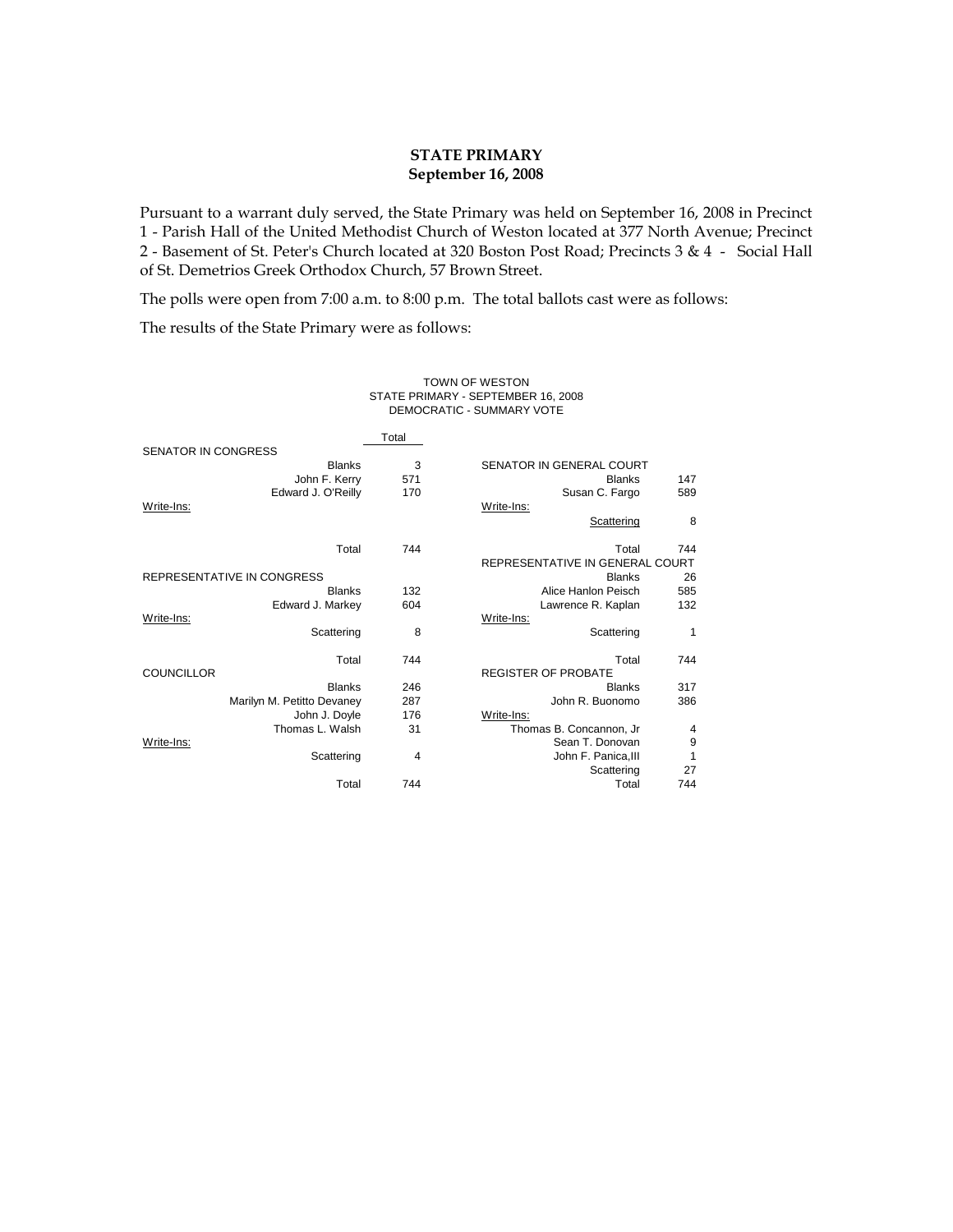# STATE PRIMARY
## September 16, 2008

Pursuant to a warrant duly served, the State Primary was held on September 16, 2008 in Precinct 1 - Parish Hall of the United Methodist Church of Weston located at 377 North Avenue; Precinct 2 - Basement of St. Peter's Church located at 320 Boston Post Road; Precincts 3 & 4 - Social Hall of St. Demetrios Greek Orthodox Church, 57 Brown Street.

The polls were open from 7:00 a.m. to 8:00 p.m. The total ballots cast were as follows:

The results of the State Primary were as follows:

TOWN OF WESTON
STATE PRIMARY - SEPTEMBER 16, 2008
DEMOCRATIC - SUMMARY VOTE

| | Total |
|---|---|
| **SENATOR IN CONGRESS** | |
| Blanks | 3 |
| John F. Kerry | 571 |
| Edward J. O'Reilly | 170 |
| Write-Ins: | |
| Total | 744 |
| **REPRESENTATIVE IN CONGRESS** | |
| Blanks | 132 |
| Edward J. Markey | 604 |
| Write-Ins: | |
| Scattering | 8 |
| Total | 744 |
| **COUNCILLOR** | |
| Blanks | 246 |
| Marilyn M. Petitto Devaney | 287 |
| John J. Doyle | 176 |
| Thomas L. Walsh | 31 |
| Write-Ins: | |
| Scattering | 4 |
| Total | 744 |
| **SENATOR IN GENERAL COURT** | |
| Blanks | 147 |
| Susan C. Fargo | 589 |
| Write-Ins: | |
| Scattering | 8 |
| Total | 744 |
| **REPRESENTATIVE IN GENERAL COURT** | |
| Blanks | 26 |
| Alice Hanlon Peisch | 585 |
| Lawrence R. Kaplan | 132 |
| Write-Ins: | |
| Scattering | 1 |
| Total | 744 |
| **REGISTER OF PROBATE** | |
| Blanks | 317 |
| John R. Buonomo | 386 |
| Write-Ins: | |
| Thomas B. Concannon, Jr | 4 |
| Sean T. Donovan | 9 |
| John F. Panica,III | 1 |
| Scattering | 27 |
| Total | 744 |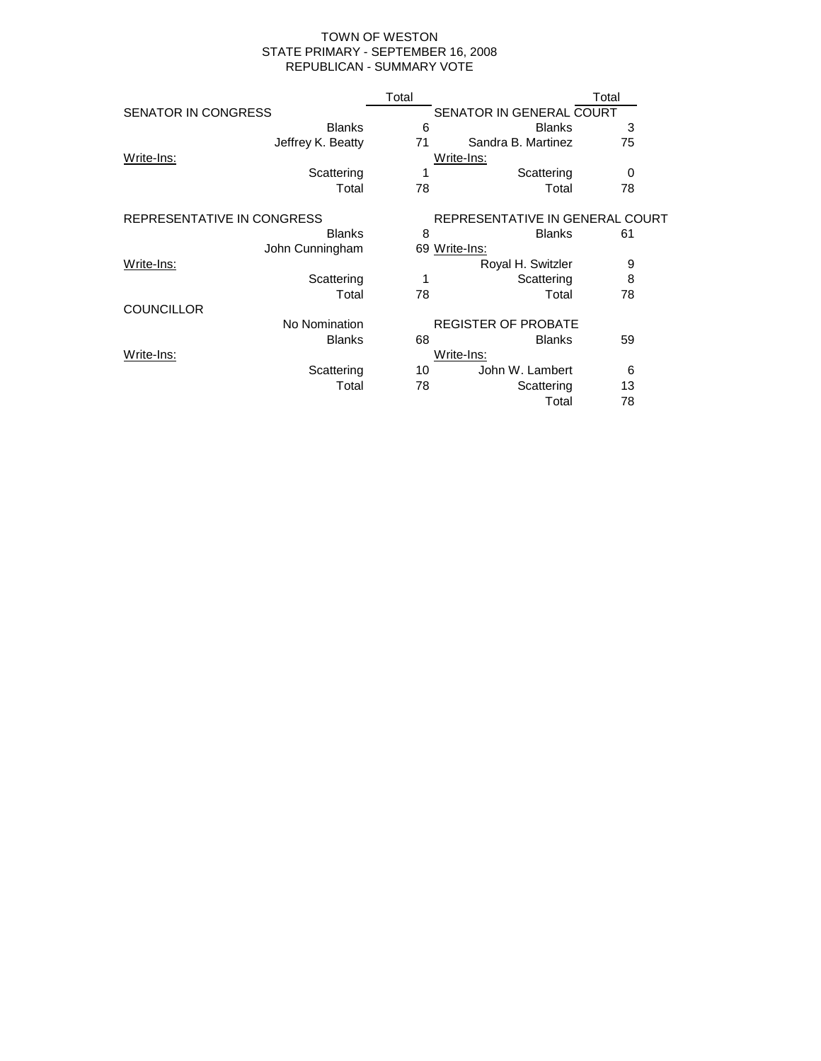# TOWN OF WESTON
## STATE PRIMARY - SEPTEMBER 16, 2008
## REPUBLICAN - SUMMARY VOTE

| | Total |
|---|---|
| **SENATOR IN CONGRESS** | |
| Blanks | 6 |
| Jeffrey K. Beatty | 71 |
| Write-Ins: | |
| Scattering | 1 |
| Total | 78 |

| | Total |
|---|---|
| **REPRESENTATIVE IN CONGRESS** | |
| Blanks | 8 |
| John Cunningham | 69 |
| Write-Ins: | |
| Scattering | 1 |
| Total | 78 |

| | Total |
|---|---|
| **COUNCILLOR** | |
| No Nomination | |
| Blanks | 68 |
| Write-Ins: | |
| Scattering | 10 |
| Total | 78 |

| | Total |
|---|---|
| **SENATOR IN GENERAL COURT** | |
| Blanks | 3 |
| Sandra B. Martinez | 75 |
| Write-Ins: | |
| Scattering | 0 |
| Total | 78 |

| | Total |
|---|---|
| **REPRESENTATIVE IN GENERAL COURT** | |
| Blanks | 61 |
| Write-Ins: | |
| Royal H. Switzler | 9 |
| Scattering | 8 |
| Total | 78 |

| | Total |
|---|---|
| **REGISTER OF PROBATE** | |
| Blanks | 59 |
| Write-Ins: | |
| John W. Lambert | 6 |
| Scattering | 13 |
| Total | 78 |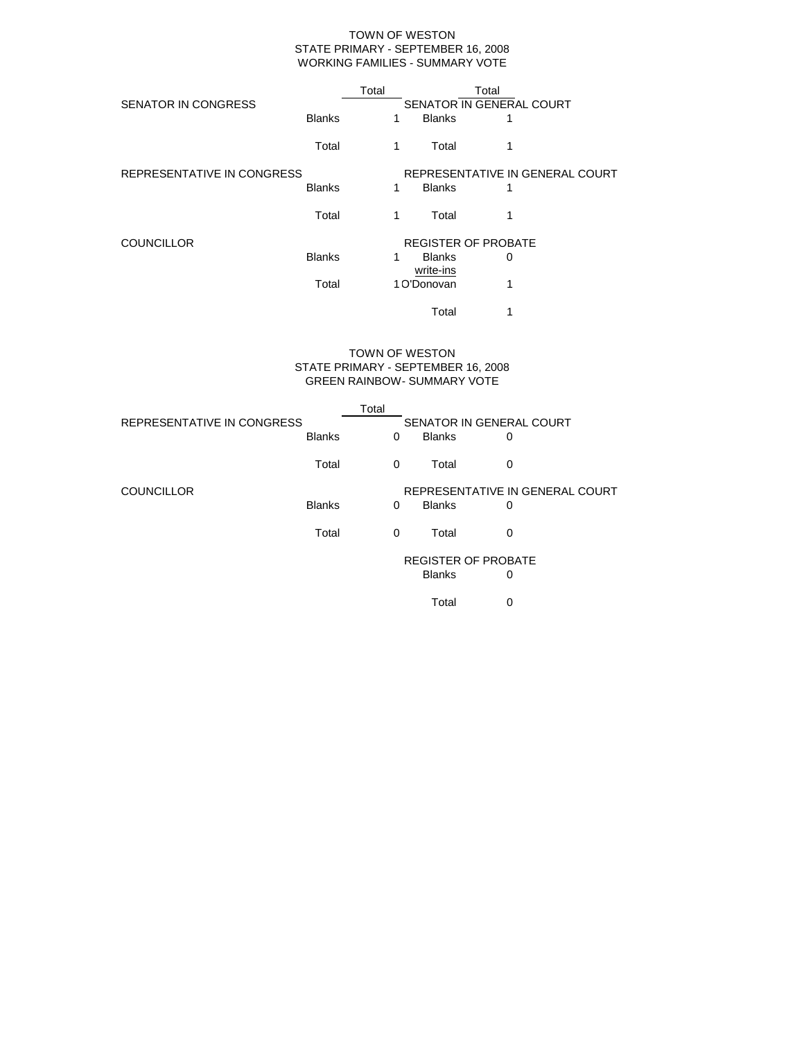TOWN OF WESTON
STATE PRIMARY - SEPTEMBER 16, 2008
WORKING FAMILIES - SUMMARY VOTE

| | | Total | | Total |
|---|---|---|---|---|
| SENATOR IN CONGRESS | | | SENATOR IN GENERAL COURT | |
| | Blanks | 1 | Blanks | 1 |
| | Total | 1 | Total | 1 |
| REPRESENTATIVE IN CONGRESS | | | REPRESENTATIVE IN GENERAL COURT | |
| | Blanks | 1 | Blanks | 1 |
| | Total | 1 | Total | 1 |
| COUNCILLOR | | | REGISTER OF PROBATE | |
| | Blanks | 1 | Blanks | 0 |
| | | | write-ins | |
| | Total | 1 | O'Donovan | 1 |
| | | | Total | 1 |

TOWN OF WESTON
STATE PRIMARY - SEPTEMBER 16, 2008
GREEN RAINBOW- SUMMARY VOTE

| | | Total | | |
|---|---|---|---|---|
| REPRESENTATIVE IN CONGRESS | | | SENATOR IN GENERAL COURT | |
| | Blanks | 0 | Blanks | 0 |
| | Total | 0 | Total | 0 |
| COUNCILLOR | | | REPRESENTATIVE IN GENERAL COURT | |
| | Blanks | 0 | Blanks | 0 |
| | Total | 0 | Total | 0 |
| | | | REGISTER OF PROBATE | |
| | | | Blanks | 0 |
| | | | Total | 0 |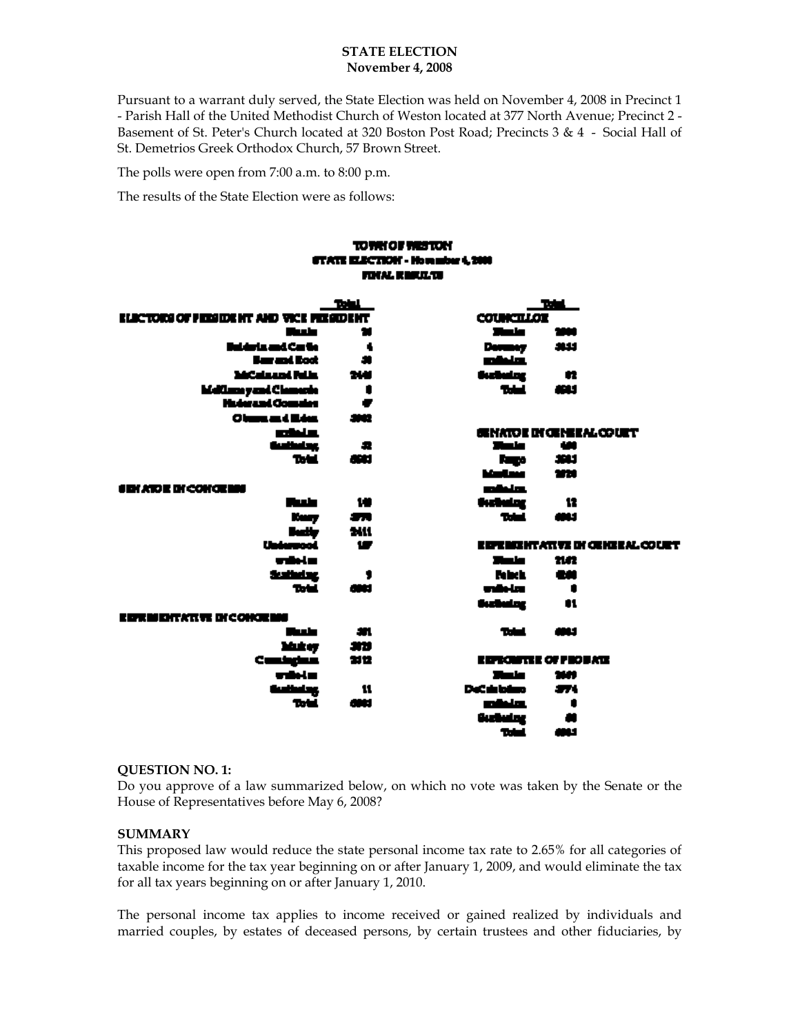**STATE ELECTION**
**November 4, 2008**

Pursuant to a warrant duly served, the State Election was held on November 4, 2008 in Precinct 1 - Parish Hall of the United Methodist Church of Weston located at 377 North Avenue; Precinct 2 - Basement of St. Peter's Church located at 320 Boston Post Road; Precincts 3 & 4 - Social Hall of St. Demetrios Greek Orthodox Church, 57 Brown Street.

The polls were open from 7:00 a.m. to 8:00 p.m.

The results of the State Election were as follows:

**TOWN OF WESTON**
**STATE ELECTION - November 4, 2008**
**FINAL RESULTS**

| ELECTORS OF PRESIDENT AND VICE PRESIDENT | Total |
|---|---|
| Blanks | 36 |
| Baldwin and Castle | 4 |
| Barr and Root | 30 |
| McCain and Palin | 2448 |
| McKinney and Clemente | 8 |
| Nader and Gonzalez | 47 |
| Obama and Biden | 3962 |
| write-in | |
| Scattering | 32 |
| Total | 6563 |

| SENATOR IN CONGRESS | Total |
|---|---|
| Blanks | 140 |
| Kerry | 3876 |
| Beatty | 2411 |
| Underwood | 127 |
| write-in | |
| Scattering | 9 |
| Total | 6563 |

| REPRESENTATIVE IN CONGRESS | Total |
|---|---|
| Blanks | 401 |
| Markey | 3939 |
| Cunningham | 2212 |
| write-in | |
| Scattering | 11 |
| Total | 6563 |

| COUNCILLOR | Total |
|---|---|
| Blanks | 2948 |
| Devaney | 3533 |
| write-in | |
| Scattering | 82 |
| Total | 6563 |

| SENATOR IN GENERAL COURT | Total |
|---|---|
| Blanks | 480 |
| Fargo | 3583 |
| Martinez | 2488 |
| write-in | |
| Scattering | 12 |
| Total | 6563 |

| REPRESENTATIVE IN GENERAL COURT | Total |
|---|---|
| Blanks | 2142 |
| Peisch | 4360 |
| write-in | 0 |
| Scattering | 61 |
| Total | 6563 |

| REGISTER OF PROBATE | Total |
|---|---|
| Blanks | 2649 |
| DeCristofaro | 3774 |
| write-in | 0 |
| Scattering | 80 |
| Total | 6563 |

**QUESTION NO. 1:**
Do you approve of a law summarized below, on which no vote was taken by the Senate or the House of Representatives before May 6, 2008?

**SUMMARY**
This proposed law would reduce the state personal income tax rate to 2.65% for all categories of taxable income for the tax year beginning on or after January 1, 2009, and would eliminate the tax for all tax years beginning on or after January 1, 2010.

The personal income tax applies to income received or gained realized by individuals and married couples, by estates of deceased persons, by certain trustees and other fiduciaries, by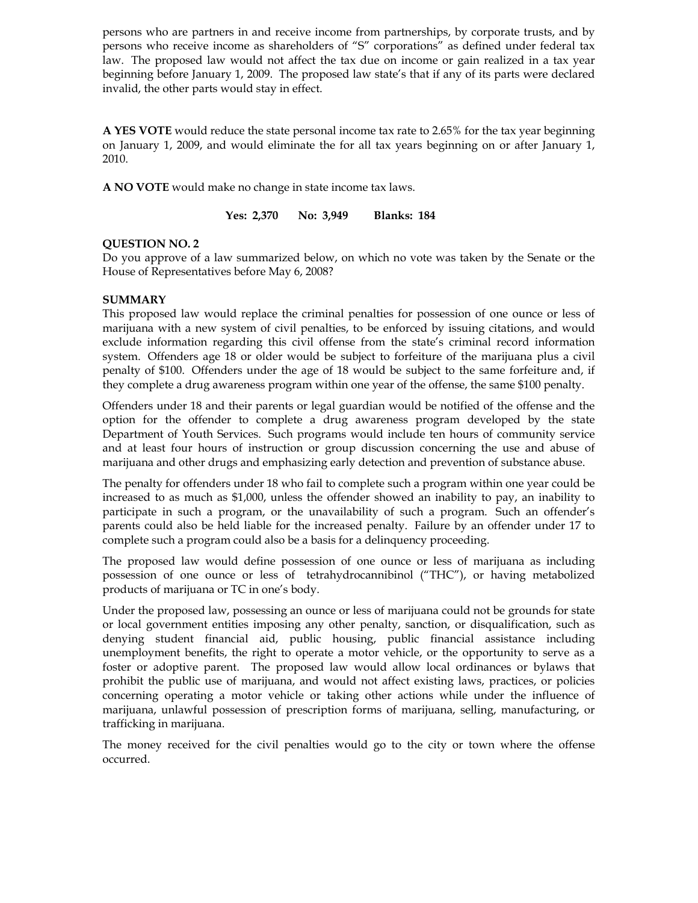persons who are partners in and receive income from partnerships, by corporate trusts, and by persons who receive income as shareholders of "S" corporations" as defined under federal tax law. The proposed law would not affect the tax due on income or gain realized in a tax year beginning before January 1, 2009. The proposed law state's that if any of its parts were declared invalid, the other parts would stay in effect.

**A YES VOTE** would reduce the state personal income tax rate to 2.65% for the tax year beginning on January 1, 2009, and would eliminate the for all tax years beginning on or after January 1, 2010.

**A NO VOTE** would make no change in state income tax laws.

**Yes: 2,370 No: 3,949 Blanks: 184**

**QUESTION NO. 2**

Do you approve of a law summarized below, on which no vote was taken by the Senate or the House of Representatives before May 6, 2008?

**SUMMARY**

This proposed law would replace the criminal penalties for possession of one ounce or less of marijuana with a new system of civil penalties, to be enforced by issuing citations, and would exclude information regarding this civil offense from the state's criminal record information system. Offenders age 18 or older would be subject to forfeiture of the marijuana plus a civil penalty of $100. Offenders under the age of 18 would be subject to the same forfeiture and, if they complete a drug awareness program within one year of the offense, the same $100 penalty.

Offenders under 18 and their parents or legal guardian would be notified of the offense and the option for the offender to complete a drug awareness program developed by the state Department of Youth Services. Such programs would include ten hours of community service and at least four hours of instruction or group discussion concerning the use and abuse of marijuana and other drugs and emphasizing early detection and prevention of substance abuse.

The penalty for offenders under 18 who fail to complete such a program within one year could be increased to as much as $1,000, unless the offender showed an inability to pay, an inability to participate in such a program, or the unavailability of such a program. Such an offender's parents could also be held liable for the increased penalty. Failure by an offender under 17 to complete such a program could also be a basis for a delinquency proceeding.

The proposed law would define possession of one ounce or less of marijuana as including possession of one ounce or less of tetrahydrocannibinol ("THC"), or having metabolized products of marijuana or TC in one's body.

Under the proposed law, possessing an ounce or less of marijuana could not be grounds for state or local government entities imposing any other penalty, sanction, or disqualification, such as denying student financial aid, public housing, public financial assistance including unemployment benefits, the right to operate a motor vehicle, or the opportunity to serve as a foster or adoptive parent. The proposed law would allow local ordinances or bylaws that prohibit the public use of marijuana, and would not affect existing laws, practices, or policies concerning operating a motor vehicle or taking other actions while under the influence of marijuana, unlawful possession of prescription forms of marijuana, selling, manufacturing, or trafficking in marijuana.

The money received for the civil penalties would go to the city or town where the offense occurred.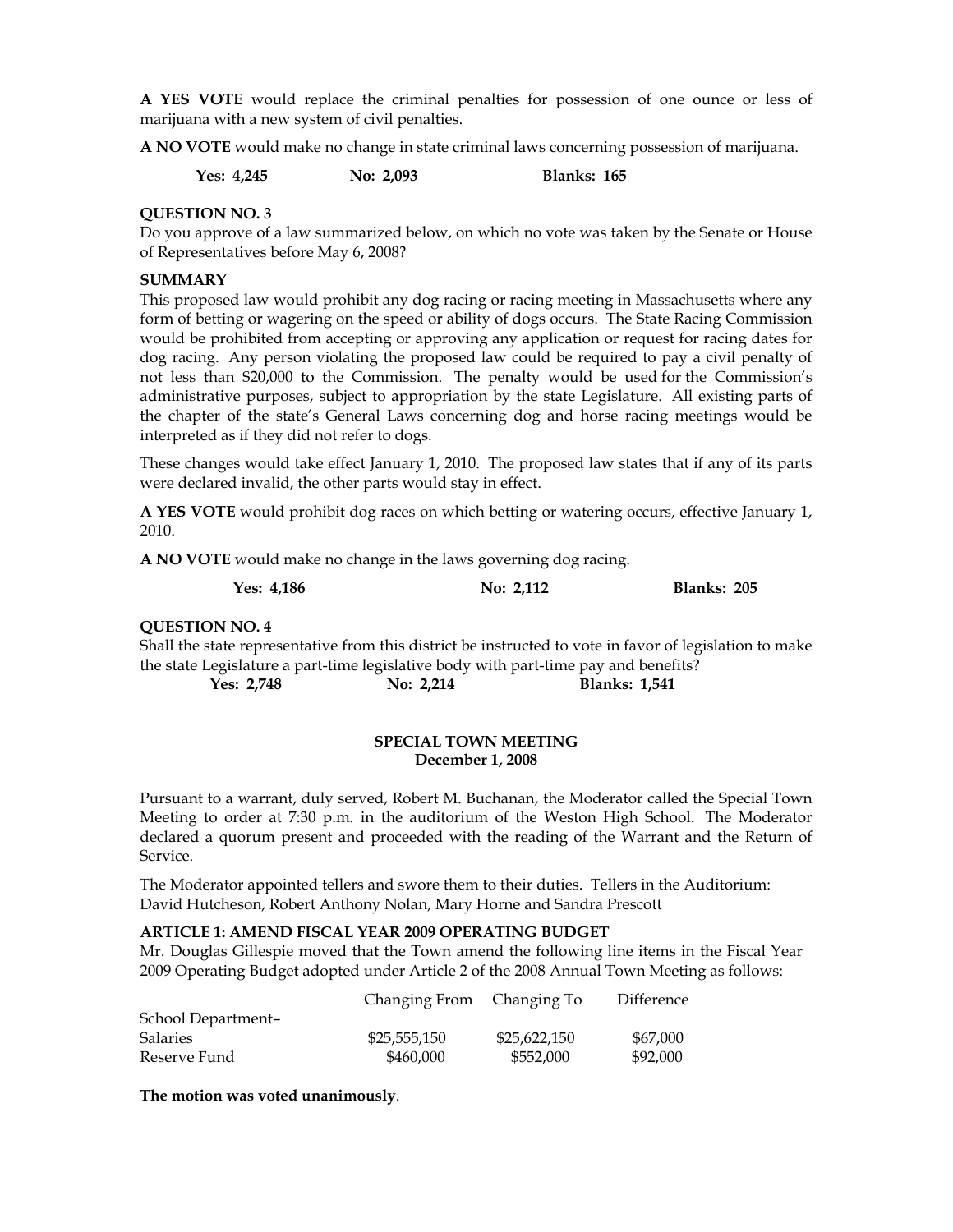**A YES VOTE** would replace the criminal penalties for possession of one ounce or less of marijuana with a new system of civil penalties.

**A NO VOTE** would make no change in state criminal laws concerning possession of marijuana.

**Yes: 4,245** **No: 2,093** **Blanks: 165**

**QUESTION NO. 3**

Do you approve of a law summarized below, on which no vote was taken by the Senate or House of Representatives before May 6, 2008?

**SUMMARY**

This proposed law would prohibit any dog racing or racing meeting in Massachusetts where any form of betting or wagering on the speed or ability of dogs occurs. The State Racing Commission would be prohibited from accepting or approving any application or request for racing dates for dog racing. Any person violating the proposed law could be required to pay a civil penalty of not less than $20,000 to the Commission. The penalty would be used for the Commission's administrative purposes, subject to appropriation by the state Legislature. All existing parts of the chapter of the state's General Laws concerning dog and horse racing meetings would be interpreted as if they did not refer to dogs.

These changes would take effect January 1, 2010. The proposed law states that if any of its parts were declared invalid, the other parts would stay in effect.

**A YES VOTE** would prohibit dog races on which betting or watering occurs, effective January 1, 2010.

**A NO VOTE** would make no change in the laws governing dog racing.

**Yes: 4,186** **No: 2,112** **Blanks: 205**

**QUESTION NO. 4**

Shall the state representative from this district be instructed to vote in favor of legislation to make the state Legislature a part-time legislative body with part-time pay and benefits?

**Yes: 2,748** **No: 2,214** **Blanks: 1,541**

## SPECIAL TOWN MEETING
## December 1, 2008

Pursuant to a warrant, duly served, Robert M. Buchanan, the Moderator called the Special Town Meeting to order at 7:30 p.m. in the auditorium of the Weston High School. The Moderator declared a quorum present and proceeded with the reading of the Warrant and the Return of Service.

The Moderator appointed tellers and swore them to their duties. Tellers in the Auditorium: David Hutcheson, Robert Anthony Nolan, Mary Horne and Sandra Prescott

**ARTICLE 1: AMEND FISCAL YEAR 2009 OPERATING BUDGET**

Mr. Douglas Gillespie moved that the Town amend the following line items in the Fiscal Year 2009 Operating Budget adopted under Article 2 of the 2008 Annual Town Meeting as follows:

| | Changing From | Changing To | Difference |
|---|---|---|---|
| School Department– | | | |
| Salaries | $25,555,150 | $25,622,150 | $67,000 |
| Reserve Fund | $460,000 | $552,000 | $92,000 |

**The motion was voted unanimously**.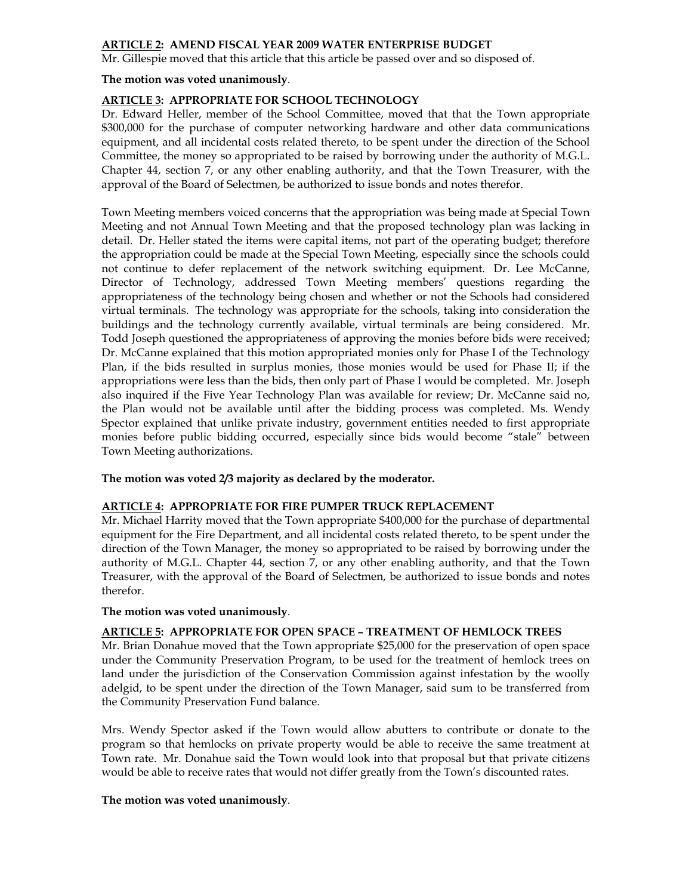**ARTICLE 2: AMEND FISCAL YEAR 2009 WATER ENTERPRISE BUDGET**

Mr. Gillespie moved that this article that this article be passed over and so disposed of.

**The motion was voted unanimously**.

**ARTICLE 3: APPROPRIATE FOR SCHOOL TECHNOLOGY**

Dr. Edward Heller, member of the School Committee, moved that that the Town appropriate $300,000 for the purchase of computer networking hardware and other data communications equipment, and all incidental costs related thereto, to be spent under the direction of the School Committee, the money so appropriated to be raised by borrowing under the authority of M.G.L. Chapter 44, section 7, or any other enabling authority, and that the Town Treasurer, with the approval of the Board of Selectmen, be authorized to issue bonds and notes therefor.

Town Meeting members voiced concerns that the appropriation was being made at Special Town Meeting and not Annual Town Meeting and that the proposed technology plan was lacking in detail. Dr. Heller stated the items were capital items, not part of the operating budget; therefore the appropriation could be made at the Special Town Meeting, especially since the schools could not continue to defer replacement of the network switching equipment. Dr. Lee McCanne, Director of Technology, addressed Town Meeting members' questions regarding the appropriateness of the technology being chosen and whether or not the Schools had considered virtual terminals. The technology was appropriate for the schools, taking into consideration the buildings and the technology currently available, virtual terminals are being considered. Mr. Todd Joseph questioned the appropriateness of approving the monies before bids were received; Dr. McCanne explained that this motion appropriated monies only for Phase I of the Technology Plan, if the bids resulted in surplus monies, those monies would be used for Phase II; if the appropriations were less than the bids, then only part of Phase I would be completed. Mr. Joseph also inquired if the Five Year Technology Plan was available for review; Dr. McCanne said no, the Plan would not be available until after the bidding process was completed. Ms. Wendy Spector explained that unlike private industry, government entities needed to first appropriate monies before public bidding occurred, especially since bids would become "stale" between Town Meeting authorizations.

**The motion was voted 2/3 majority as declared by the moderator.**

**ARTICLE 4: APPROPRIATE FOR FIRE PUMPER TRUCK REPLACEMENT**

Mr. Michael Harrity moved that the Town appropriate $400,000 for the purchase of departmental equipment for the Fire Department, and all incidental costs related thereto, to be spent under the direction of the Town Manager, the money so appropriated to be raised by borrowing under the authority of M.G.L. Chapter 44, section 7, or any other enabling authority, and that the Town Treasurer, with the approval of the Board of Selectmen, be authorized to issue bonds and notes therefor.

**The motion was voted unanimously**.

**ARTICLE 5: APPROPRIATE FOR OPEN SPACE – TREATMENT OF HEMLOCK TREES**

Mr. Brian Donahue moved that the Town appropriate $25,000 for the preservation of open space under the Community Preservation Program, to be used for the treatment of hemlock trees on land under the jurisdiction of the Conservation Commission against infestation by the woolly adelgid, to be spent under the direction of the Town Manager, said sum to be transferred from the Community Preservation Fund balance.

Mrs. Wendy Spector asked if the Town would allow abutters to contribute or donate to the program so that hemlocks on private property would be able to receive the same treatment at Town rate. Mr. Donahue said the Town would look into that proposal but that private citizens would be able to receive rates that would not differ greatly from the Town's discounted rates.

**The motion was voted unanimously**.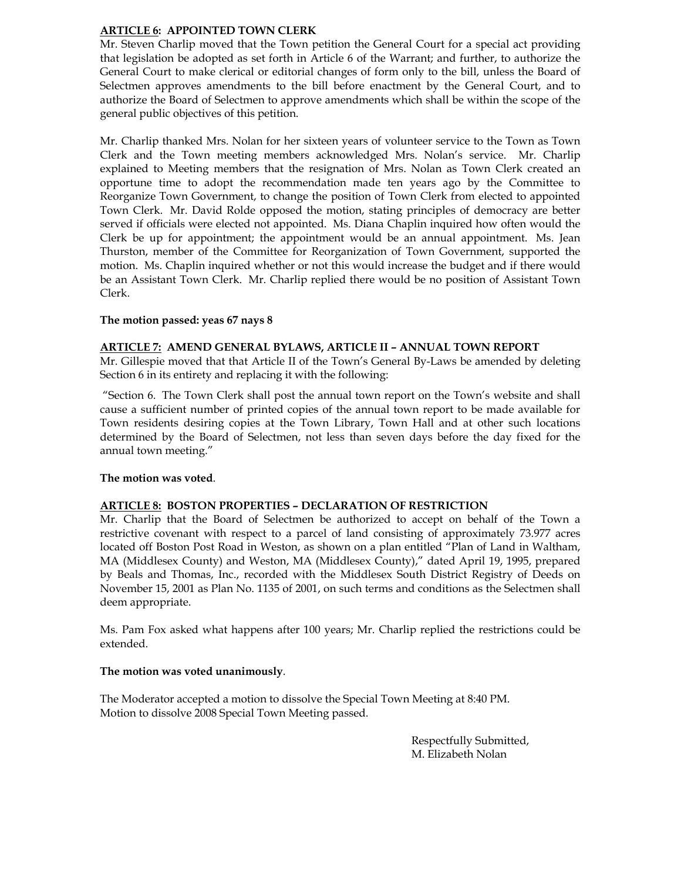**ARTICLE 6: APPOINTED TOWN CLERK**

Mr. Steven Charlip moved that the Town petition the General Court for a special act providing that legislation be adopted as set forth in Article 6 of the Warrant; and further, to authorize the General Court to make clerical or editorial changes of form only to the bill, unless the Board of Selectmen approves amendments to the bill before enactment by the General Court, and to authorize the Board of Selectmen to approve amendments which shall be within the scope of the general public objectives of this petition.

Mr. Charlip thanked Mrs. Nolan for her sixteen years of volunteer service to the Town as Town Clerk and the Town meeting members acknowledged Mrs. Nolan's service. Mr. Charlip explained to Meeting members that the resignation of Mrs. Nolan as Town Clerk created an opportune time to adopt the recommendation made ten years ago by the Committee to Reorganize Town Government, to change the position of Town Clerk from elected to appointed Town Clerk. Mr. David Rolde opposed the motion, stating principles of democracy are better served if officials were elected not appointed. Ms. Diana Chaplin inquired how often would the Clerk be up for appointment; the appointment would be an annual appointment. Ms. Jean Thurston, member of the Committee for Reorganization of Town Government, supported the motion. Ms. Chaplin inquired whether or not this would increase the budget and if there would be an Assistant Town Clerk. Mr. Charlip replied there would be no position of Assistant Town Clerk.

**The motion passed: yeas 67 nays 8**

**ARTICLE 7: AMEND GENERAL BYLAWS, ARTICLE II – ANNUAL TOWN REPORT**

Mr. Gillespie moved that that Article II of the Town's General By-Laws be amended by deleting Section 6 in its entirety and replacing it with the following:

"Section 6. The Town Clerk shall post the annual town report on the Town's website and shall cause a sufficient number of printed copies of the annual town report to be made available for Town residents desiring copies at the Town Library, Town Hall and at other such locations determined by the Board of Selectmen, not less than seven days before the day fixed for the annual town meeting."

**The motion was voted**.

**ARTICLE 8: BOSTON PROPERTIES – DECLARATION OF RESTRICTION**

Mr. Charlip that the Board of Selectmen be authorized to accept on behalf of the Town a restrictive covenant with respect to a parcel of land consisting of approximately 73.977 acres located off Boston Post Road in Weston, as shown on a plan entitled "Plan of Land in Waltham, MA (Middlesex County) and Weston, MA (Middlesex County)," dated April 19, 1995, prepared by Beals and Thomas, Inc., recorded with the Middlesex South District Registry of Deeds on November 15, 2001 as Plan No. 1135 of 2001, on such terms and conditions as the Selectmen shall deem appropriate.

Ms. Pam Fox asked what happens after 100 years; Mr. Charlip replied the restrictions could be extended.

**The motion was voted unanimously**.

The Moderator accepted a motion to dissolve the Special Town Meeting at 8:40 PM.
Motion to dissolve 2008 Special Town Meeting passed.

Respectfully Submitted,
M. Elizabeth Nolan